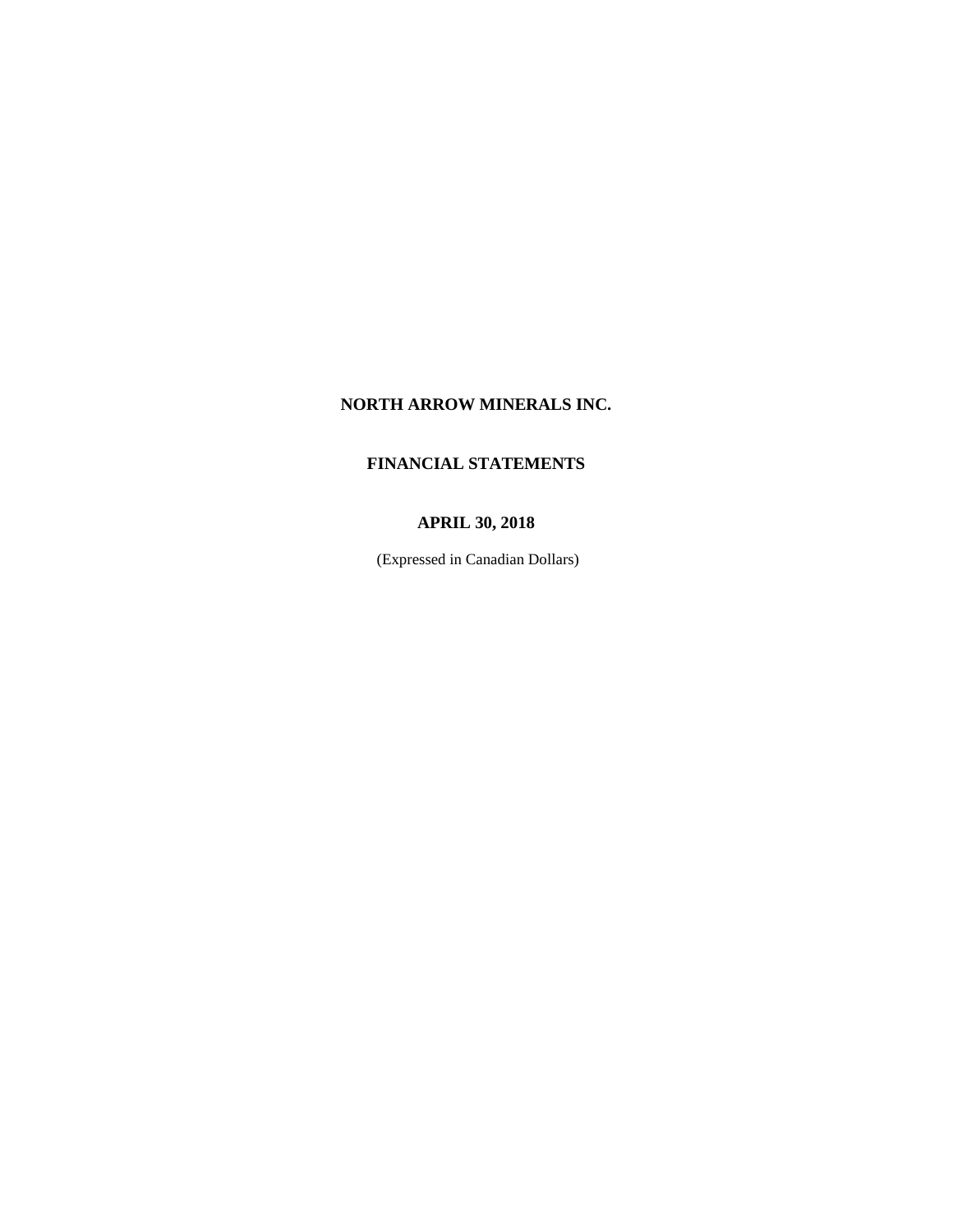# NORTH ARROW MINERALS INC.

## FINANCIAL STATEMENTS

## APRIL 30, 2018

(Expressed in Canadian Dollars)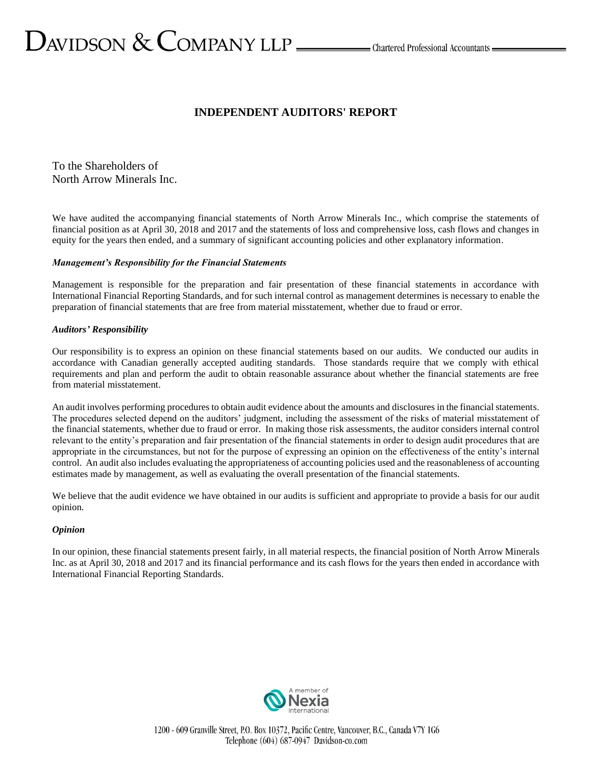# DAVIDSON & COMPANY LLP Chartered Professional Accountants

## INDEPENDENT AUDITORS' REPORT

To the Shareholders of
North Arrow Minerals Inc.

We have audited the accompanying financial statements of North Arrow Minerals Inc., which comprise the statements of financial position as at April 30, 2018 and 2017 and the statements of loss and comprehensive loss, cash flows and changes in equity for the years then ended, and a summary of significant accounting policies and other explanatory information.

### *Management's Responsibility for the Financial Statements*

Management is responsible for the preparation and fair presentation of these financial statements in accordance with International Financial Reporting Standards, and for such internal control as management determines is necessary to enable the preparation of financial statements that are free from material misstatement, whether due to fraud or error.

### *Auditors' Responsibility*

Our responsibility is to express an opinion on these financial statements based on our audits. We conducted our audits in accordance with Canadian generally accepted auditing standards. Those standards require that we comply with ethical requirements and plan and perform the audit to obtain reasonable assurance about whether the financial statements are free from material misstatement.

An audit involves performing procedures to obtain audit evidence about the amounts and disclosures in the financial statements. The procedures selected depend on the auditors' judgment, including the assessment of the risks of material misstatement of the financial statements, whether due to fraud or error. In making those risk assessments, the auditor considers internal control relevant to the entity's preparation and fair presentation of the financial statements in order to design audit procedures that are appropriate in the circumstances, but not for the purpose of expressing an opinion on the effectiveness of the entity's internal control. An audit also includes evaluating the appropriateness of accounting policies used and the reasonableness of accounting estimates made by management, as well as evaluating the overall presentation of the financial statements.

We believe that the audit evidence we have obtained in our audits is sufficient and appropriate to provide a basis for our audit opinion.

### *Opinion*

In our opinion, these financial statements present fairly, in all material respects, the financial position of North Arrow Minerals Inc. as at April 30, 2018 and 2017 and its financial performance and its cash flows for the years then ended in accordance with International Financial Reporting Standards.

A member of Nexia International

1200 - 609 Granville Street, P.O. Box 10372, Pacific Centre, Vancouver, B.C., Canada V7Y 1G6
Telephone (604) 687-0947 Davidson-co.com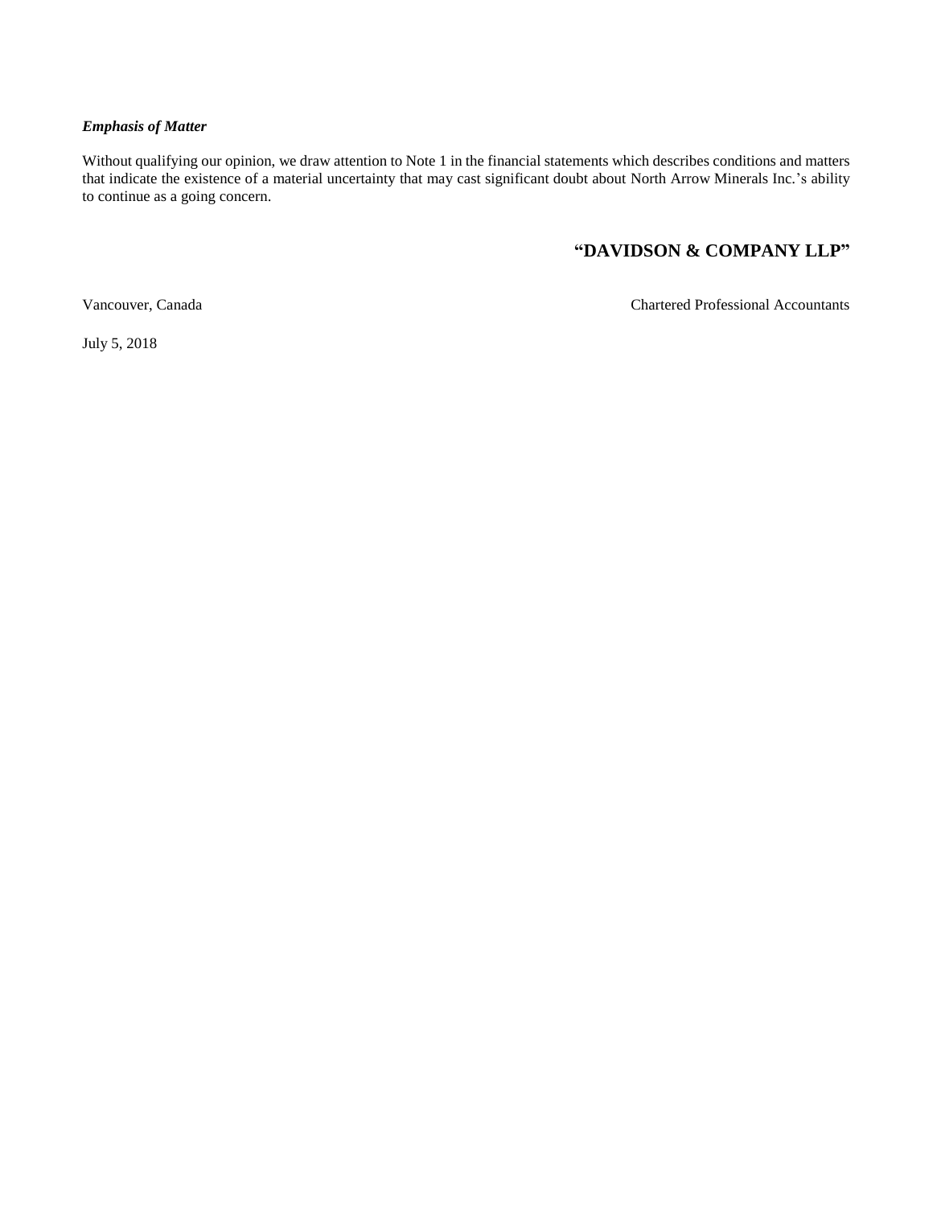***Emphasis of Matter***

Without qualifying our opinion, we draw attention to Note 1 in the financial statements which describes conditions and matters that indicate the existence of a material uncertainty that may cast significant doubt about North Arrow Minerals Inc.'s ability to continue as a going concern.

**"DAVIDSON & COMPANY LLP"**

Vancouver, Canada

Chartered Professional Accountants

July 5, 2018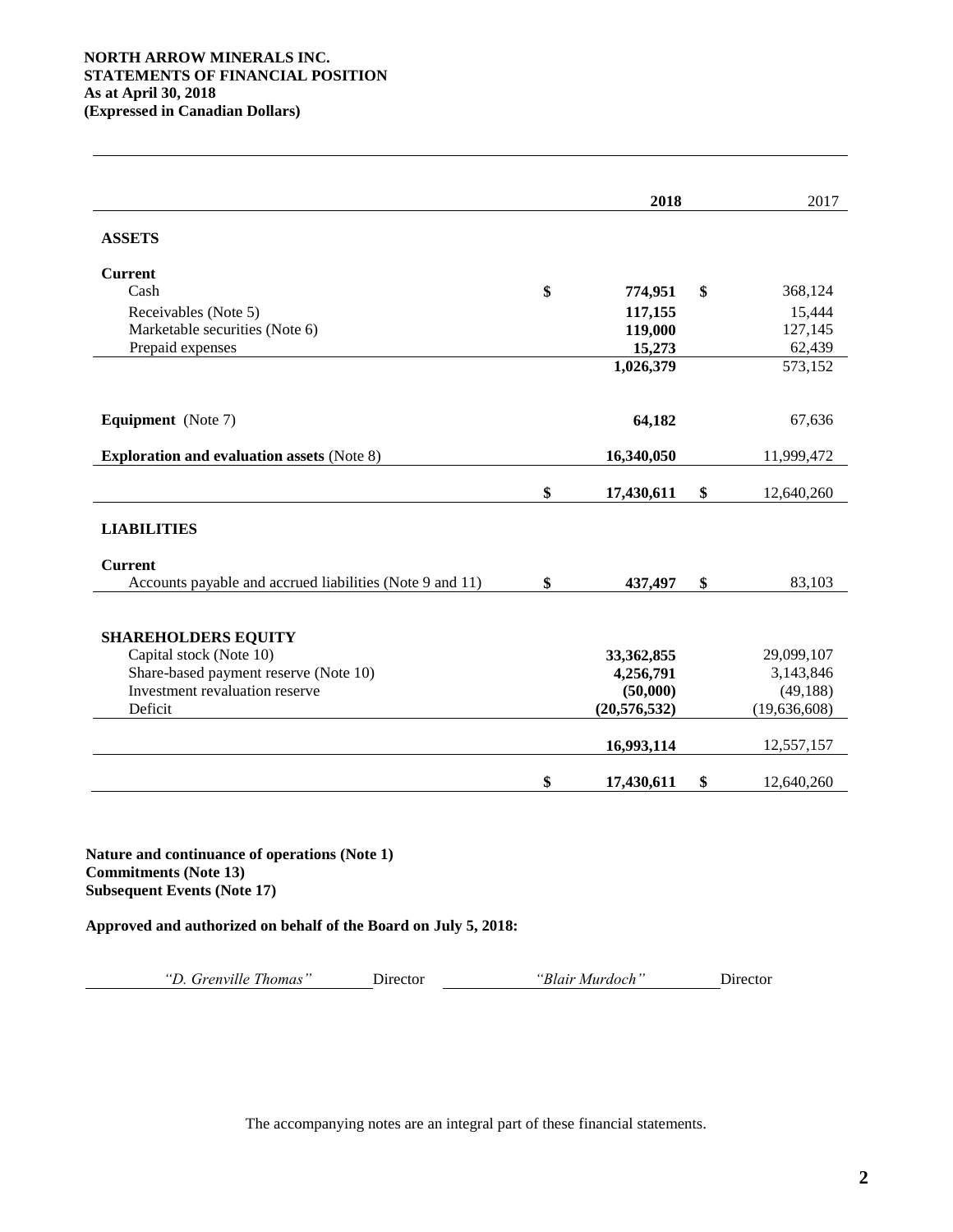**NORTH ARROW MINERALS INC.**
**STATEMENTS OF FINANCIAL POSITION**
**As at April 30, 2018**
**(Expressed in Canadian Dollars)**

| | 2018 | 2017 |
|---|---|---|
| **ASSETS** | | |
| **Current** | | |
| Cash | $ **774,951** | $ 368,124 |
| Receivables (Note 5) | **117,155** | 15,444 |
| Marketable securities (Note 6) | **119,000** | 127,145 |
| Prepaid expenses | **15,273** | 62,439 |
| | **1,026,379** | 573,152 |
| **Equipment** (Note 7) | **64,182** | 67,636 |
| **Exploration and evaluation assets** (Note 8) | **16,340,050** | 11,999,472 |
| | $ **17,430,611** | $ 12,640,260 |
| **LIABILITIES** | | |
| **Current** | | |
| Accounts payable and accrued liabilities (Note 9 and 11) | $ **437,497** | $ 83,103 |
| **SHAREHOLDERS EQUITY** | | |
| Capital stock (Note 10) | **33,362,855** | 29,099,107 |
| Share-based payment reserve (Note 10) | **4,256,791** | 3,143,846 |
| Investment revaluation reserve | **(50,000)** | (49,188) |
| Deficit | **(20,576,532)** | (19,636,608) |
| | **16,993,114** | 12,557,157 |
| | $ **17,430,611** | $ 12,640,260 |

**Nature and continuance of operations (Note 1)**
**Commitments (Note 13)**
**Subsequent Events (Note 17)**

**Approved and authorized on behalf of the Board on July 5, 2018:**

*"D. Grenville Thomas"* Director *"Blair Murdoch"* Director

The accompanying notes are an integral part of these financial statements.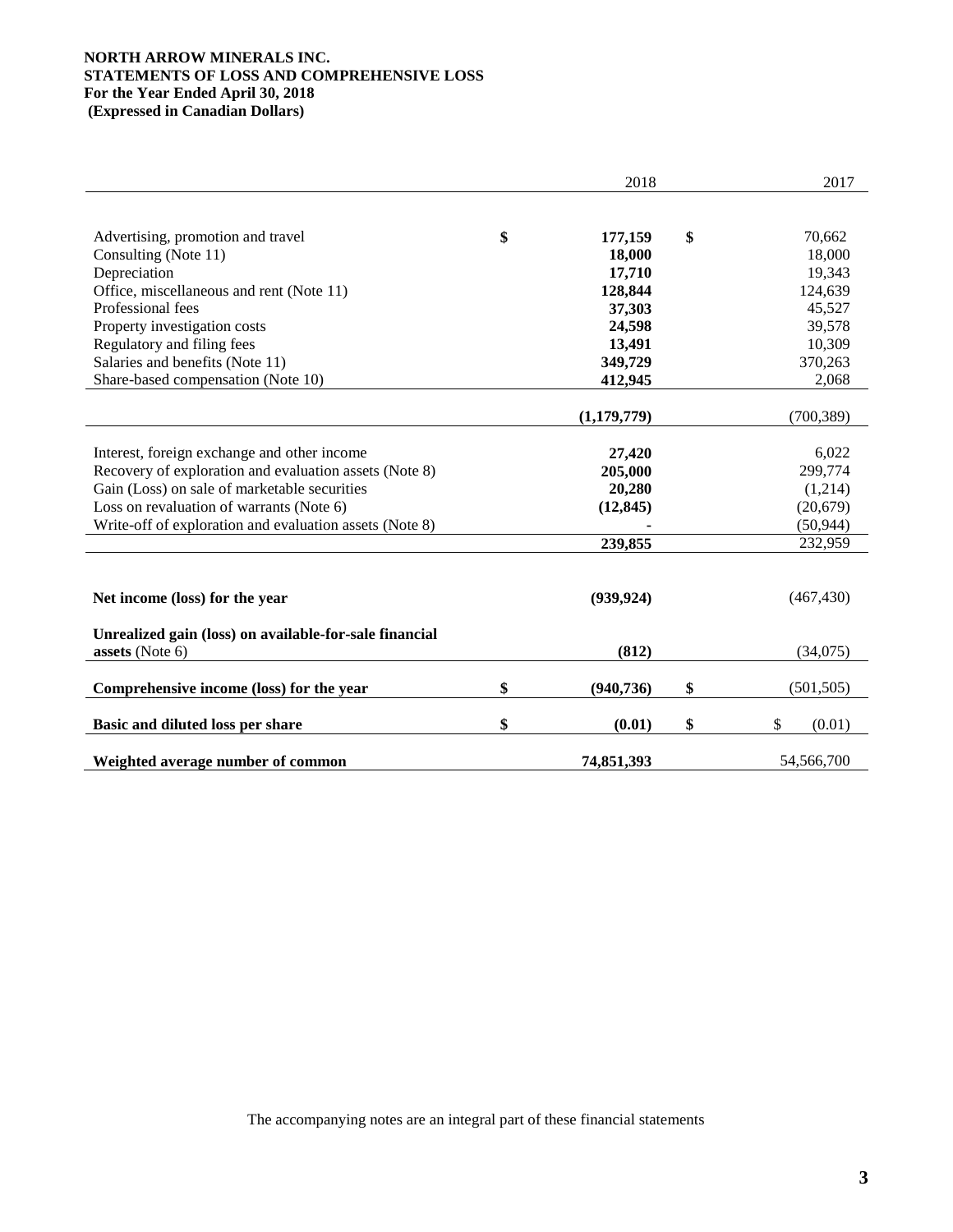**NORTH ARROW MINERALS INC.**
**STATEMENTS OF LOSS AND COMPREHENSIVE LOSS**
**For the Year Ended April 30, 2018**
**(Expressed in Canadian Dollars)**

| | 2018 | 2017 |
|---|---|---|
| Advertising, promotion and travel | $ **177,159** | $ 70,662 |
| Consulting (Note 11) | **18,000** | 18,000 |
| Depreciation | **17,710** | 19,343 |
| Office, miscellaneous and rent (Note 11) | **128,844** | 124,639 |
| Professional fees | **37,303** | 45,527 |
| Property investigation costs | **24,598** | 39,578 |
| Regulatory and filing fees | **13,491** | 10,309 |
| Salaries and benefits (Note 11) | **349,729** | 370,263 |
| Share-based compensation (Note 10) | **412,945** | 2,068 |
| | **(1,179,779)** | (700,389) |
| Interest, foreign exchange and other income | **27,420** | 6,022 |
| Recovery of exploration and evaluation assets (Note 8) | **205,000** | 299,774 |
| Gain (Loss) on sale of marketable securities | **20,280** | (1,214) |
| Loss on revaluation of warrants (Note 6) | **(12,845)** | (20,679) |
| Write-off of exploration and evaluation assets (Note 8) | **-** | (50,944) |
| | **239,855** | 232,959 |
| **Net income (loss) for the year** | **(939,924)** | (467,430) |
| **Unrealized gain (loss) on available-for-sale financial assets** (Note 6) | **(812)** | (34,075) |
| **Comprehensive income (loss) for the year** | $ **(940,736)** | $ (501,505) |
| **Basic and diluted loss per share** | $ **(0.01)** | $ (0.01) |
| **Weighted average number of common** | **74,851,393** | 54,566,700 |

The accompanying notes are an integral part of these financial statements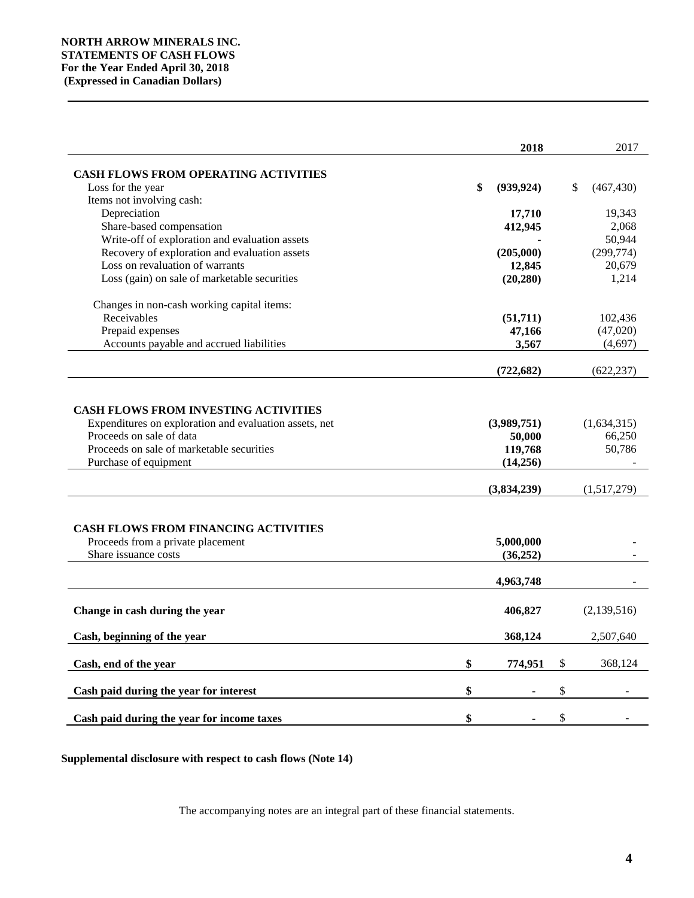**NORTH ARROW MINERALS INC.**
**STATEMENTS OF CASH FLOWS**
**For the Year Ended April 30, 2018**
**(Expressed in Canadian Dollars)**

| | **2018** | 2017 |
|---|---|---|
| **CASH FLOWS FROM OPERATING ACTIVITIES** | | |
| Loss for the year | **$ (939,924)** | $ (467,430) |
| Items not involving cash: | | |
| Depreciation | **17,710** | 19,343 |
| Share-based compensation | **412,945** | 2,068 |
| Write-off of exploration and evaluation assets | **-** | 50,944 |
| Recovery of exploration and evaluation assets | **(205,000)** | (299,774) |
| Loss on revaluation of warrants | **12,845** | 20,679 |
| Loss (gain) on sale of marketable securities | **(20,280)** | 1,214 |
| Changes in non-cash working capital items: | | |
| Receivables | **(51,711)** | 102,436 |
| Prepaid expenses | **47,166** | (47,020) |
| Accounts payable and accrued liabilities | **3,567** | (4,697) |
| | **(722,682)** | (622,237) |
| **CASH FLOWS FROM INVESTING ACTIVITIES** | | |
| Expenditures on exploration and evaluation assets, net | **(3,989,751)** | (1,634,315) |
| Proceeds on sale of data | **50,000** | 66,250 |
| Proceeds on sale of marketable securities | **119,768** | 50,786 |
| Purchase of equipment | **(14,256)** | - |
| | **(3,834,239)** | (1,517,279) |
| **CASH FLOWS FROM FINANCING ACTIVITIES** | | |
| Proceeds from a private placement | **5,000,000** | - |
| Share issuance costs | **(36,252)** | - |
| | **4,963,748** | - |
| **Change in cash during the year** | **406,827** | (2,139,516) |
| **Cash, beginning of the year** | **368,124** | 2,507,640 |
| **Cash, end of the year** | **$ 774,951** | $ 368,124 |
| **Cash paid during the year for interest** | **$ -** | $ - |
| **Cash paid during the year for income taxes** | **$ -** | $ - |

**Supplemental disclosure with respect to cash flows (Note 14)**

The accompanying notes are an integral part of these financial statements.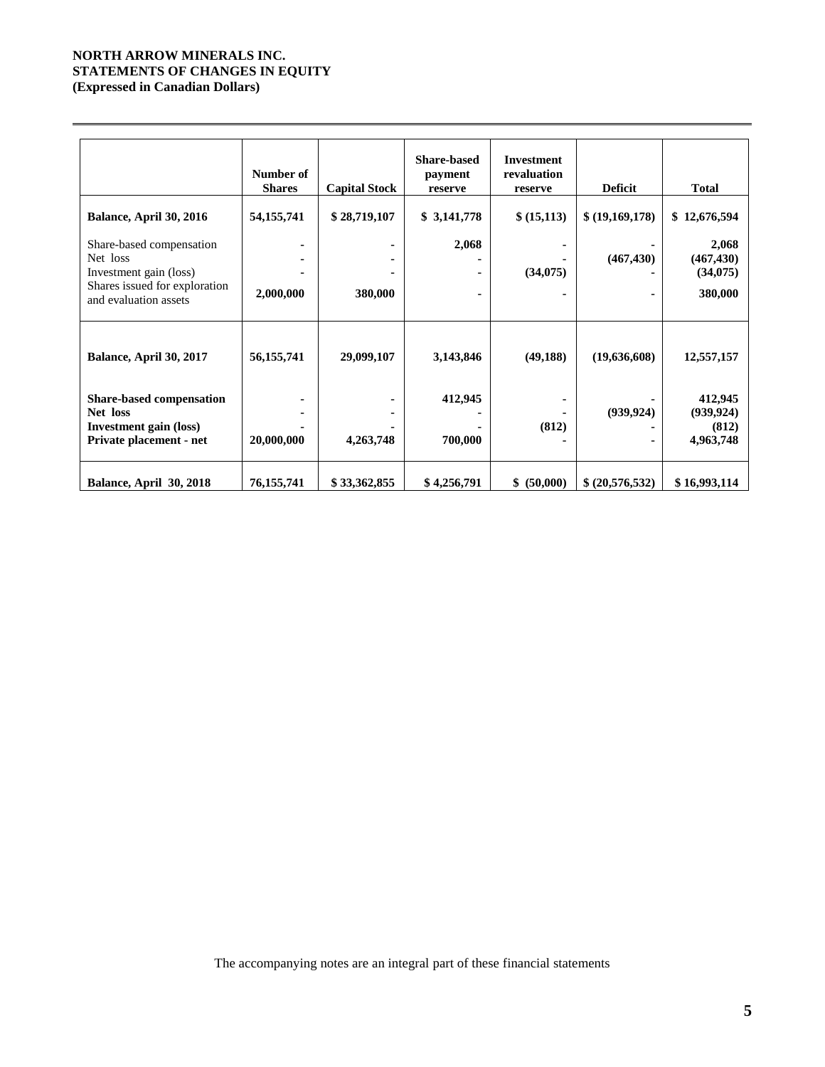**NORTH ARROW MINERALS INC.**
**STATEMENTS OF CHANGES IN EQUITY**
**(Expressed in Canadian Dollars)**

| | Number of Shares | Capital Stock | Share-based payment reserve | Investment revaluation reserve | Deficit | Total |
|---|---|---|---|---|---|---|
| **Balance, April 30, 2016** | **54,155,741** | **$ 28,719,107** | **$ 3,141,778** | **$ (15,113)** | **$ (19,169,178)** | **$ 12,676,594** |
| Share-based compensation | - | - | 2,068 | - | - | 2,068 |
| Net loss | - | - | - | - | (467,430) | (467,430) |
| Investment gain (loss) | - | - | - | (34,075) | - | (34,075) |
| Shares issued for exploration and evaluation assets | 2,000,000 | 380,000 | - | - | - | 380,000 |
| **Balance, April 30, 2017** | **56,155,741** | **29,099,107** | **3,143,846** | **(49,188)** | **(19,636,608)** | **12,557,157** |
| **Share-based compensation** | - | - | 412,945 | - | - | 412,945 |
| **Net loss** | - | - | - | - | (939,924) | (939,924) |
| **Investment gain (loss)** | - | - | - | (812) | - | (812) |
| **Private placement - net** | 20,000,000 | 4,263,748 | 700,000 | - | - | 4,963,748 |
| **Balance, April 30, 2018** | **76,155,741** | **$ 33,362,855** | **$ 4,256,791** | **$ (50,000)** | **$ (20,576,532)** | **$ 16,993,114** |

The accompanying notes are an integral part of these financial statements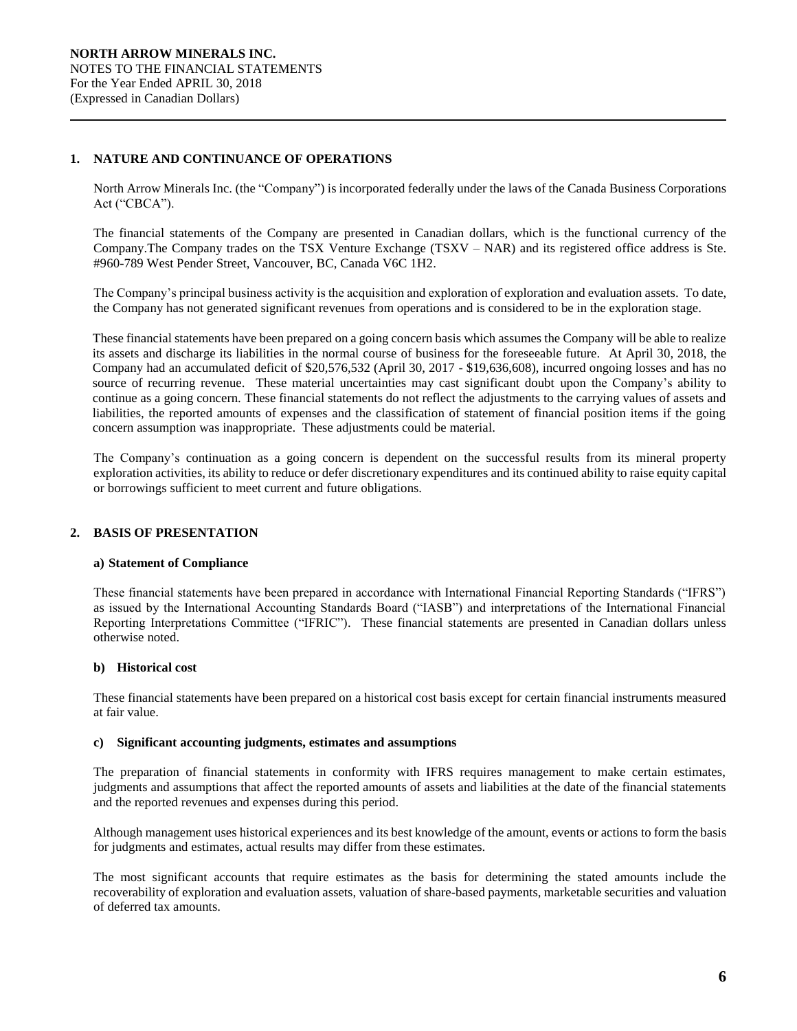## 1. NATURE AND CONTINUANCE OF OPERATIONS

North Arrow Minerals Inc. (the "Company") is incorporated federally under the laws of the Canada Business Corporations Act ("CBCA").

The financial statements of the Company are presented in Canadian dollars, which is the functional currency of the Company.The Company trades on the TSX Venture Exchange (TSXV – NAR) and its registered office address is Ste. #960-789 West Pender Street, Vancouver, BC, Canada V6C 1H2.

The Company's principal business activity is the acquisition and exploration of exploration and evaluation assets. To date, the Company has not generated significant revenues from operations and is considered to be in the exploration stage.

These financial statements have been prepared on a going concern basis which assumes the Company will be able to realize its assets and discharge its liabilities in the normal course of business for the foreseeable future. At April 30, 2018, the Company had an accumulated deficit of $20,576,532 (April 30, 2017 - $19,636,608), incurred ongoing losses and has no source of recurring revenue. These material uncertainties may cast significant doubt upon the Company's ability to continue as a going concern. These financial statements do not reflect the adjustments to the carrying values of assets and liabilities, the reported amounts of expenses and the classification of statement of financial position items if the going concern assumption was inappropriate. These adjustments could be material.

The Company's continuation as a going concern is dependent on the successful results from its mineral property exploration activities, its ability to reduce or defer discretionary expenditures and its continued ability to raise equity capital or borrowings sufficient to meet current and future obligations.

## 2. BASIS OF PRESENTATION

### a) Statement of Compliance

These financial statements have been prepared in accordance with International Financial Reporting Standards ("IFRS") as issued by the International Accounting Standards Board ("IASB") and interpretations of the International Financial Reporting Interpretations Committee ("IFRIC"). These financial statements are presented in Canadian dollars unless otherwise noted.

### b) Historical cost

These financial statements have been prepared on a historical cost basis except for certain financial instruments measured at fair value.

### c) Significant accounting judgments, estimates and assumptions

The preparation of financial statements in conformity with IFRS requires management to make certain estimates, judgments and assumptions that affect the reported amounts of assets and liabilities at the date of the financial statements and the reported revenues and expenses during this period.

Although management uses historical experiences and its best knowledge of the amount, events or actions to form the basis for judgments and estimates, actual results may differ from these estimates.

The most significant accounts that require estimates as the basis for determining the stated amounts include the recoverability of exploration and evaluation assets, valuation of share-based payments, marketable securities and valuation of deferred tax amounts.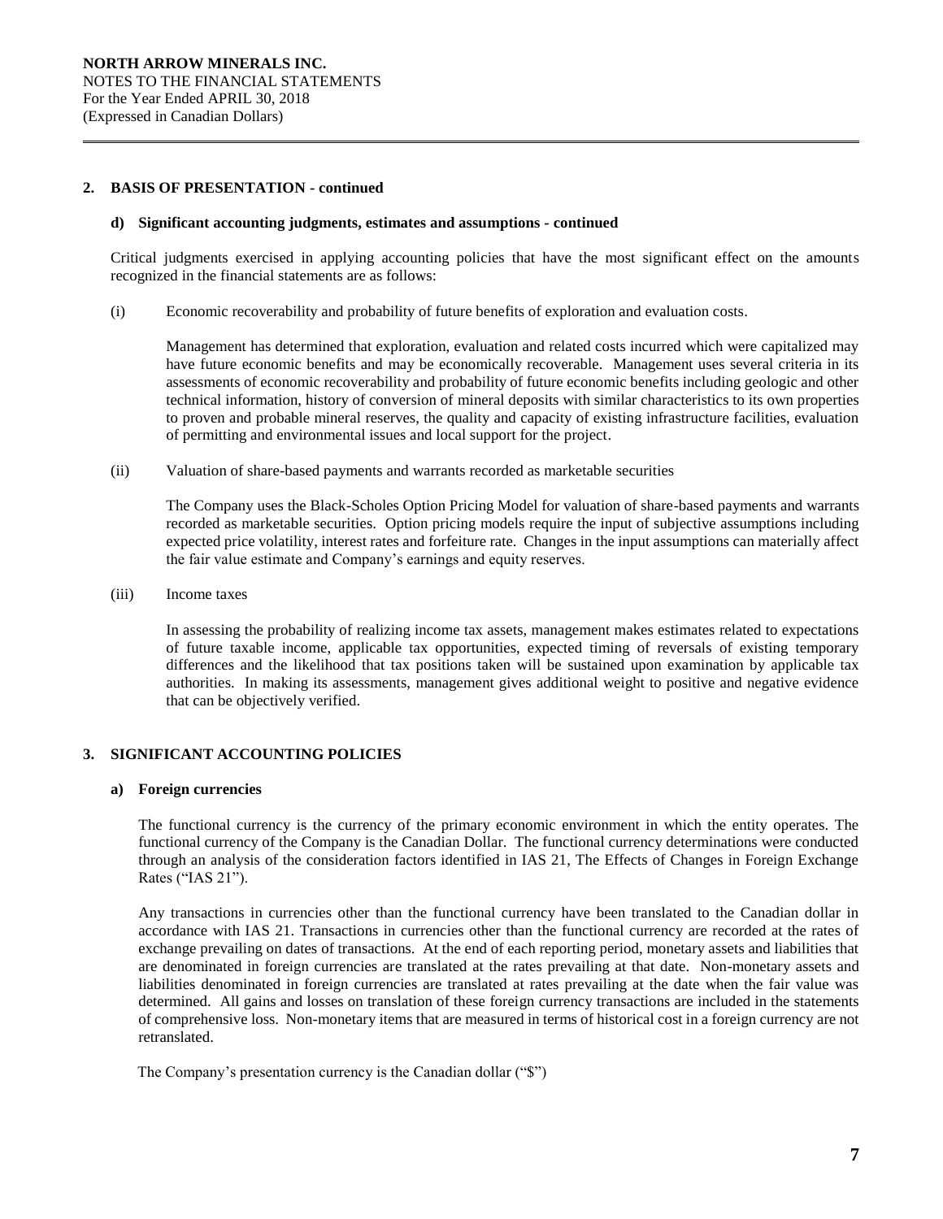## 2. BASIS OF PRESENTATION - continued

### d) Significant accounting judgments, estimates and assumptions - continued

Critical judgments exercised in applying accounting policies that have the most significant effect on the amounts recognized in the financial statements are as follows:

(i) Economic recoverability and probability of future benefits of exploration and evaluation costs.

Management has determined that exploration, evaluation and related costs incurred which were capitalized may have future economic benefits and may be economically recoverable. Management uses several criteria in its assessments of economic recoverability and probability of future economic benefits including geologic and other technical information, history of conversion of mineral deposits with similar characteristics to its own properties to proven and probable mineral reserves, the quality and capacity of existing infrastructure facilities, evaluation of permitting and environmental issues and local support for the project.

(ii) Valuation of share-based payments and warrants recorded as marketable securities

The Company uses the Black-Scholes Option Pricing Model for valuation of share-based payments and warrants recorded as marketable securities. Option pricing models require the input of subjective assumptions including expected price volatility, interest rates and forfeiture rate. Changes in the input assumptions can materially affect the fair value estimate and Company's earnings and equity reserves.

(iii) Income taxes

In assessing the probability of realizing income tax assets, management makes estimates related to expectations of future taxable income, applicable tax opportunities, expected timing of reversals of existing temporary differences and the likelihood that tax positions taken will be sustained upon examination by applicable tax authorities. In making its assessments, management gives additional weight to positive and negative evidence that can be objectively verified.

## 3. SIGNIFICANT ACCOUNTING POLICIES

### a) Foreign currencies

The functional currency is the currency of the primary economic environment in which the entity operates. The functional currency of the Company is the Canadian Dollar. The functional currency determinations were conducted through an analysis of the consideration factors identified in IAS 21, The Effects of Changes in Foreign Exchange Rates ("IAS 21").

Any transactions in currencies other than the functional currency have been translated to the Canadian dollar in accordance with IAS 21. Transactions in currencies other than the functional currency are recorded at the rates of exchange prevailing on dates of transactions. At the end of each reporting period, monetary assets and liabilities that are denominated in foreign currencies are translated at the rates prevailing at that date. Non-monetary assets and liabilities denominated in foreign currencies are translated at rates prevailing at the date when the fair value was determined. All gains and losses on translation of these foreign currency transactions are included in the statements of comprehensive loss. Non-monetary items that are measured in terms of historical cost in a foreign currency are not retranslated.

The Company's presentation currency is the Canadian dollar ("$")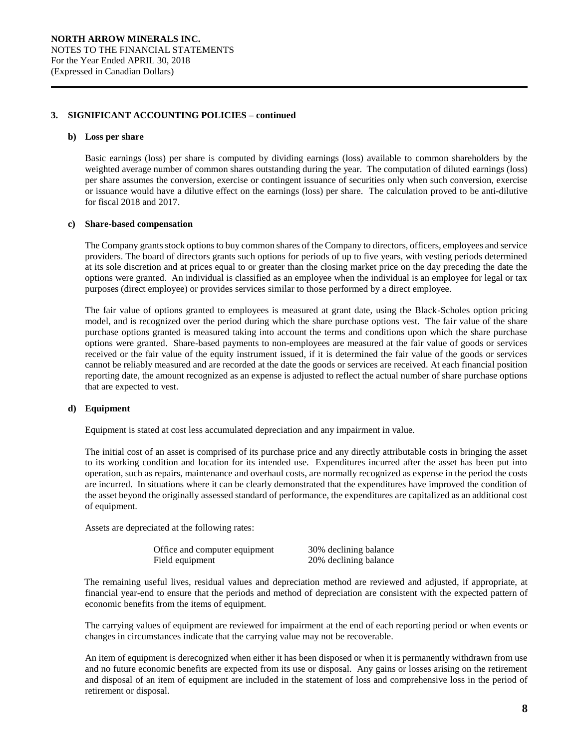## 3. SIGNIFICANT ACCOUNTING POLICIES – continued

### b) Loss per share

Basic earnings (loss) per share is computed by dividing earnings (loss) available to common shareholders by the weighted average number of common shares outstanding during the year. The computation of diluted earnings (loss) per share assumes the conversion, exercise or contingent issuance of securities only when such conversion, exercise or issuance would have a dilutive effect on the earnings (loss) per share. The calculation proved to be anti-dilutive for fiscal 2018 and 2017.

### c) Share-based compensation

The Company grants stock options to buy common shares of the Company to directors, officers, employees and service providers. The board of directors grants such options for periods of up to five years, with vesting periods determined at its sole discretion and at prices equal to or greater than the closing market price on the day preceding the date the options were granted. An individual is classified as an employee when the individual is an employee for legal or tax purposes (direct employee) or provides services similar to those performed by a direct employee.

The fair value of options granted to employees is measured at grant date, using the Black-Scholes option pricing model, and is recognized over the period during which the share purchase options vest. The fair value of the share purchase options granted is measured taking into account the terms and conditions upon which the share purchase options were granted. Share-based payments to non-employees are measured at the fair value of goods or services received or the fair value of the equity instrument issued, if it is determined the fair value of the goods or services cannot be reliably measured and are recorded at the date the goods or services are received. At each financial position reporting date, the amount recognized as an expense is adjusted to reflect the actual number of share purchase options that are expected to vest.

### d) Equipment

Equipment is stated at cost less accumulated depreciation and any impairment in value.

The initial cost of an asset is comprised of its purchase price and any directly attributable costs in bringing the asset to its working condition and location for its intended use. Expenditures incurred after the asset has been put into operation, such as repairs, maintenance and overhaul costs, are normally recognized as expense in the period the costs are incurred. In situations where it can be clearly demonstrated that the expenditures have improved the condition of the asset beyond the originally assessed standard of performance, the expenditures are capitalized as an additional cost of equipment.

Assets are depreciated at the following rates:

| | |
|---|---|
| Office and computer equipment | 30% declining balance |
| Field equipment | 20% declining balance |

The remaining useful lives, residual values and depreciation method are reviewed and adjusted, if appropriate, at financial year-end to ensure that the periods and method of depreciation are consistent with the expected pattern of economic benefits from the items of equipment.

The carrying values of equipment are reviewed for impairment at the end of each reporting period or when events or changes in circumstances indicate that the carrying value may not be recoverable.

An item of equipment is derecognized when either it has been disposed or when it is permanently withdrawn from use and no future economic benefits are expected from its use or disposal. Any gains or losses arising on the retirement and disposal of an item of equipment are included in the statement of loss and comprehensive loss in the period of retirement or disposal.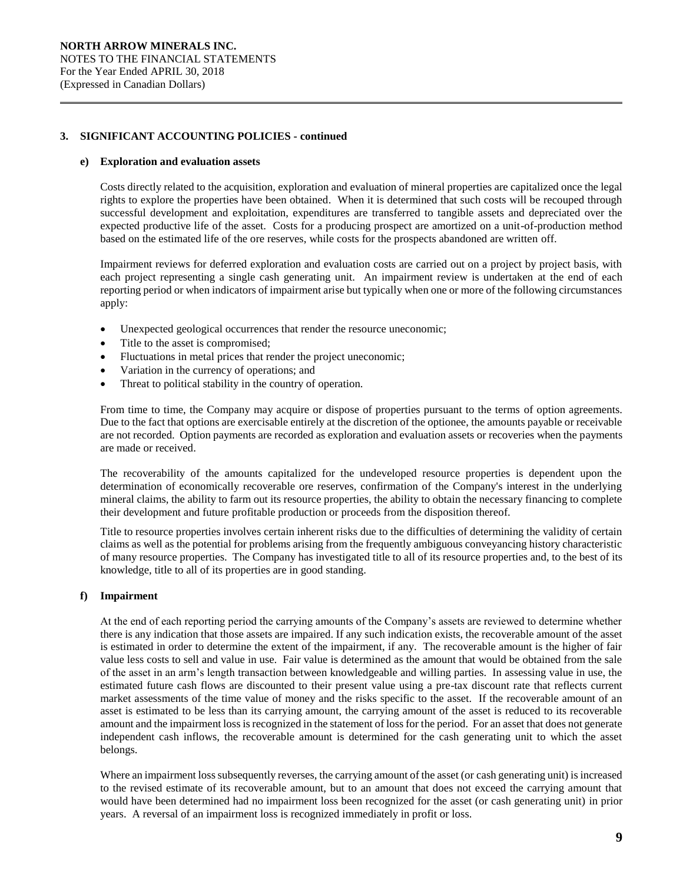## 3. SIGNIFICANT ACCOUNTING POLICIES - continued

### e) Exploration and evaluation assets

Costs directly related to the acquisition, exploration and evaluation of mineral properties are capitalized once the legal rights to explore the properties have been obtained. When it is determined that such costs will be recouped through successful development and exploitation, expenditures are transferred to tangible assets and depreciated over the expected productive life of the asset. Costs for a producing prospect are amortized on a unit-of-production method based on the estimated life of the ore reserves, while costs for the prospects abandoned are written off.

Impairment reviews for deferred exploration and evaluation costs are carried out on a project by project basis, with each project representing a single cash generating unit. An impairment review is undertaken at the end of each reporting period or when indicators of impairment arise but typically when one or more of the following circumstances apply:

- Unexpected geological occurrences that render the resource uneconomic;
- Title to the asset is compromised;
- Fluctuations in metal prices that render the project uneconomic;
- Variation in the currency of operations; and
- Threat to political stability in the country of operation.

From time to time, the Company may acquire or dispose of properties pursuant to the terms of option agreements. Due to the fact that options are exercisable entirely at the discretion of the optionee, the amounts payable or receivable are not recorded. Option payments are recorded as exploration and evaluation assets or recoveries when the payments are made or received.

The recoverability of the amounts capitalized for the undeveloped resource properties is dependent upon the determination of economically recoverable ore reserves, confirmation of the Company's interest in the underlying mineral claims, the ability to farm out its resource properties, the ability to obtain the necessary financing to complete their development and future profitable production or proceeds from the disposition thereof.

Title to resource properties involves certain inherent risks due to the difficulties of determining the validity of certain claims as well as the potential for problems arising from the frequently ambiguous conveyancing history characteristic of many resource properties. The Company has investigated title to all of its resource properties and, to the best of its knowledge, title to all of its properties are in good standing.

### f) Impairment

At the end of each reporting period the carrying amounts of the Company's assets are reviewed to determine whether there is any indication that those assets are impaired. If any such indication exists, the recoverable amount of the asset is estimated in order to determine the extent of the impairment, if any. The recoverable amount is the higher of fair value less costs to sell and value in use. Fair value is determined as the amount that would be obtained from the sale of the asset in an arm's length transaction between knowledgeable and willing parties. In assessing value in use, the estimated future cash flows are discounted to their present value using a pre-tax discount rate that reflects current market assessments of the time value of money and the risks specific to the asset. If the recoverable amount of an asset is estimated to be less than its carrying amount, the carrying amount of the asset is reduced to its recoverable amount and the impairment loss is recognized in the statement of loss for the period. For an asset that does not generate independent cash inflows, the recoverable amount is determined for the cash generating unit to which the asset belongs.

Where an impairment loss subsequently reverses, the carrying amount of the asset (or cash generating unit) is increased to the revised estimate of its recoverable amount, but to an amount that does not exceed the carrying amount that would have been determined had no impairment loss been recognized for the asset (or cash generating unit) in prior years. A reversal of an impairment loss is recognized immediately in profit or loss.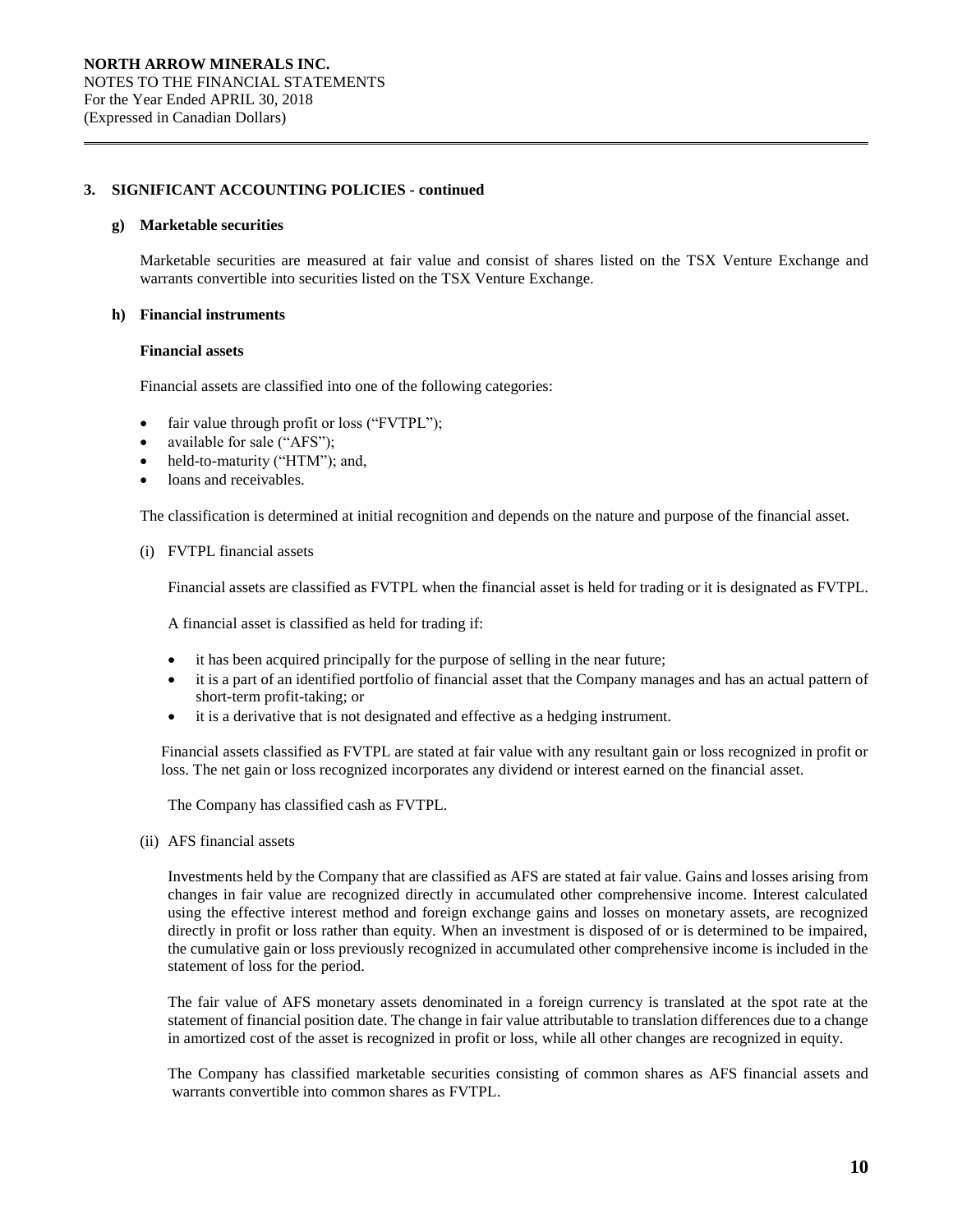## 3. SIGNIFICANT ACCOUNTING POLICIES - continued

### g) Marketable securities

Marketable securities are measured at fair value and consist of shares listed on the TSX Venture Exchange and warrants convertible into securities listed on the TSX Venture Exchange.

### h) Financial instruments

**Financial assets**

Financial assets are classified into one of the following categories:

- fair value through profit or loss ("FVTPL");
- available for sale ("AFS");
- held-to-maturity ("HTM"); and,
- loans and receivables.

The classification is determined at initial recognition and depends on the nature and purpose of the financial asset.

(i) FVTPL financial assets

Financial assets are classified as FVTPL when the financial asset is held for trading or it is designated as FVTPL.

A financial asset is classified as held for trading if:

- it has been acquired principally for the purpose of selling in the near future;
- it is a part of an identified portfolio of financial asset that the Company manages and has an actual pattern of short-term profit-taking; or
- it is a derivative that is not designated and effective as a hedging instrument.

Financial assets classified as FVTPL are stated at fair value with any resultant gain or loss recognized in profit or loss. The net gain or loss recognized incorporates any dividend or interest earned on the financial asset.

The Company has classified cash as FVTPL.

(ii) AFS financial assets

Investments held by the Company that are classified as AFS are stated at fair value. Gains and losses arising from changes in fair value are recognized directly in accumulated other comprehensive income. Interest calculated using the effective interest method and foreign exchange gains and losses on monetary assets, are recognized directly in profit or loss rather than equity. When an investment is disposed of or is determined to be impaired, the cumulative gain or loss previously recognized in accumulated other comprehensive income is included in the statement of loss for the period.

The fair value of AFS monetary assets denominated in a foreign currency is translated at the spot rate at the statement of financial position date. The change in fair value attributable to translation differences due to a change in amortized cost of the asset is recognized in profit or loss, while all other changes are recognized in equity.

The Company has classified marketable securities consisting of common shares as AFS financial assets and warrants convertible into common shares as FVTPL.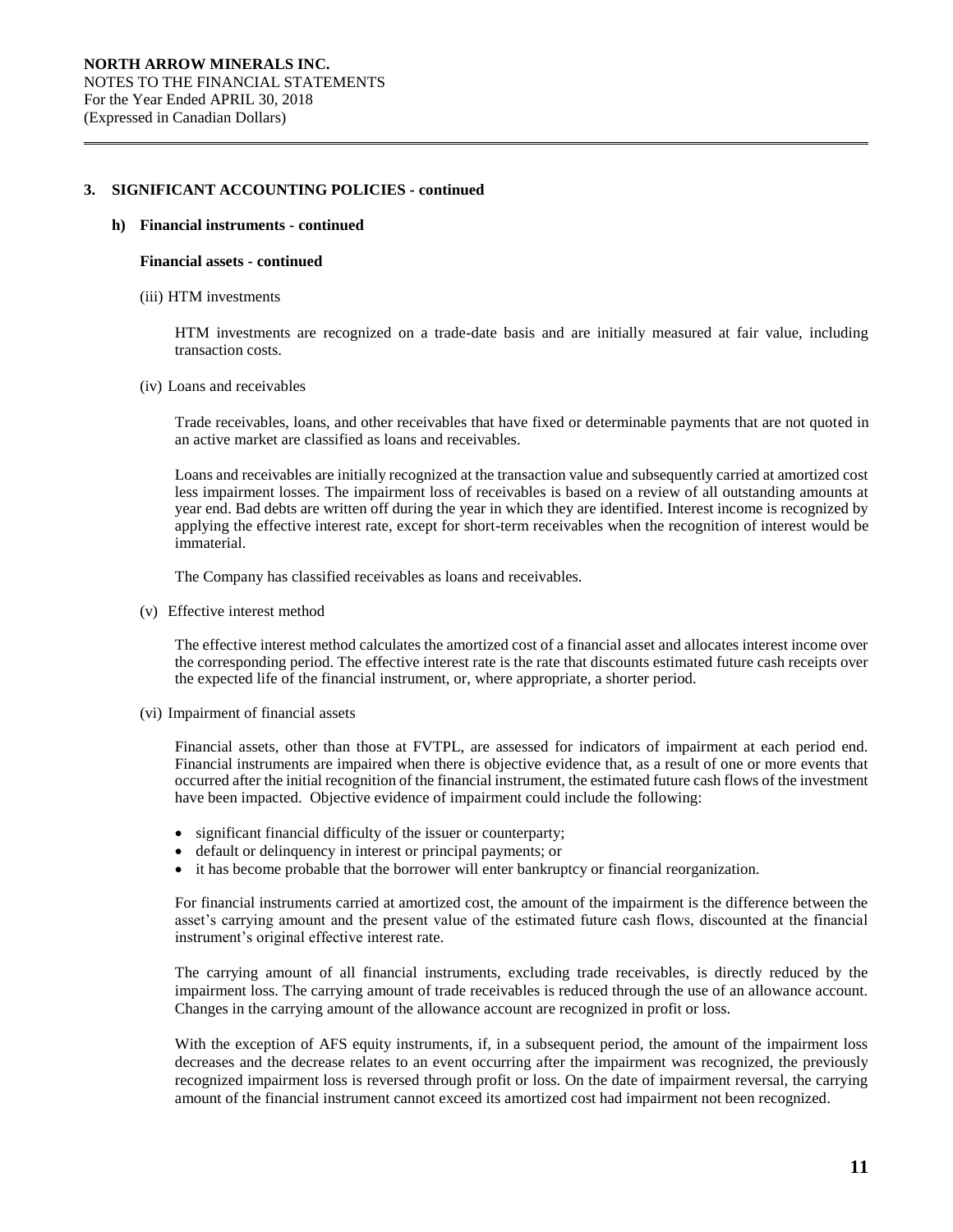### 3. SIGNIFICANT ACCOUNTING POLICIES - continued

#### h) Financial instruments - continued

**Financial assets - continued**

(iii) HTM investments

HTM investments are recognized on a trade-date basis and are initially measured at fair value, including transaction costs.

(iv) Loans and receivables

Trade receivables, loans, and other receivables that have fixed or determinable payments that are not quoted in an active market are classified as loans and receivables.

Loans and receivables are initially recognized at the transaction value and subsequently carried at amortized cost less impairment losses. The impairment loss of receivables is based on a review of all outstanding amounts at year end. Bad debts are written off during the year in which they are identified. Interest income is recognized by applying the effective interest rate, except for short-term receivables when the recognition of interest would be immaterial.

The Company has classified receivables as loans and receivables.

(v) Effective interest method

The effective interest method calculates the amortized cost of a financial asset and allocates interest income over the corresponding period. The effective interest rate is the rate that discounts estimated future cash receipts over the expected life of the financial instrument, or, where appropriate, a shorter period.

(vi) Impairment of financial assets

Financial assets, other than those at FVTPL, are assessed for indicators of impairment at each period end. Financial instruments are impaired when there is objective evidence that, as a result of one or more events that occurred after the initial recognition of the financial instrument, the estimated future cash flows of the investment have been impacted. Objective evidence of impairment could include the following:

- significant financial difficulty of the issuer or counterparty;
- default or delinquency in interest or principal payments; or
- it has become probable that the borrower will enter bankruptcy or financial reorganization.

For financial instruments carried at amortized cost, the amount of the impairment is the difference between the asset's carrying amount and the present value of the estimated future cash flows, discounted at the financial instrument's original effective interest rate.

The carrying amount of all financial instruments, excluding trade receivables, is directly reduced by the impairment loss. The carrying amount of trade receivables is reduced through the use of an allowance account. Changes in the carrying amount of the allowance account are recognized in profit or loss.

With the exception of AFS equity instruments, if, in a subsequent period, the amount of the impairment loss decreases and the decrease relates to an event occurring after the impairment was recognized, the previously recognized impairment loss is reversed through profit or loss. On the date of impairment reversal, the carrying amount of the financial instrument cannot exceed its amortized cost had impairment not been recognized.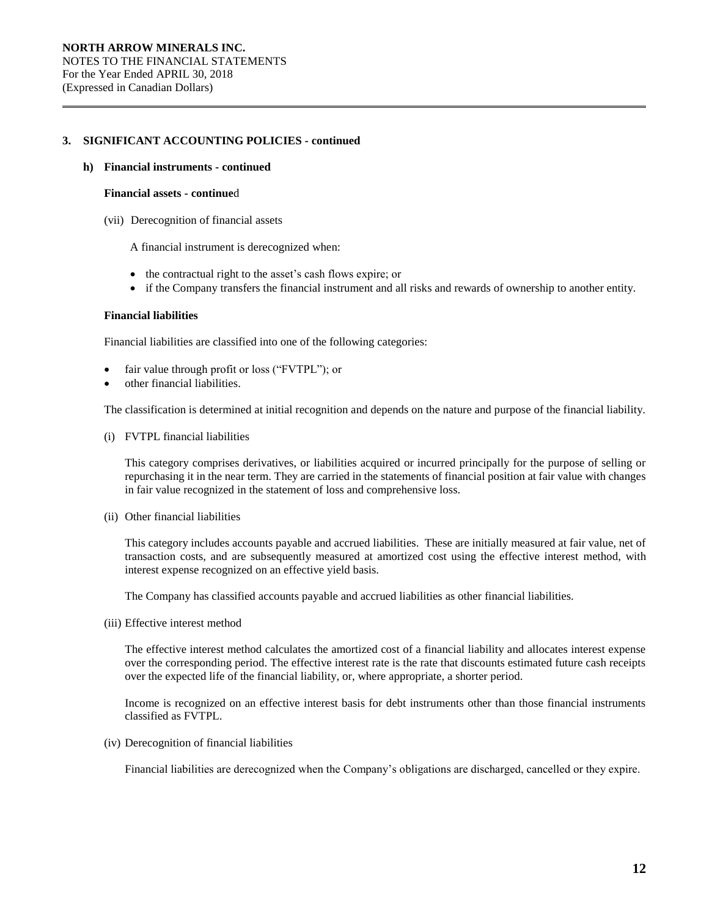## 3. SIGNIFICANT ACCOUNTING POLICIES - continued

### h) Financial instruments - continued

**Financial assets - continued**

(vii) Derecognition of financial assets

A financial instrument is derecognized when:

- the contractual right to the asset's cash flows expire; or
- if the Company transfers the financial instrument and all risks and rewards of ownership to another entity.

**Financial liabilities**

Financial liabilities are classified into one of the following categories:

- fair value through profit or loss ("FVTPL"); or
- other financial liabilities.

The classification is determined at initial recognition and depends on the nature and purpose of the financial liability.

(i) FVTPL financial liabilities

This category comprises derivatives, or liabilities acquired or incurred principally for the purpose of selling or repurchasing it in the near term. They are carried in the statements of financial position at fair value with changes in fair value recognized in the statement of loss and comprehensive loss.

(ii) Other financial liabilities

This category includes accounts payable and accrued liabilities. These are initially measured at fair value, net of transaction costs, and are subsequently measured at amortized cost using the effective interest method, with interest expense recognized on an effective yield basis.

The Company has classified accounts payable and accrued liabilities as other financial liabilities.

(iii) Effective interest method

The effective interest method calculates the amortized cost of a financial liability and allocates interest expense over the corresponding period. The effective interest rate is the rate that discounts estimated future cash receipts over the expected life of the financial liability, or, where appropriate, a shorter period.

Income is recognized on an effective interest basis for debt instruments other than those financial instruments classified as FVTPL.

(iv) Derecognition of financial liabilities

Financial liabilities are derecognized when the Company's obligations are discharged, cancelled or they expire.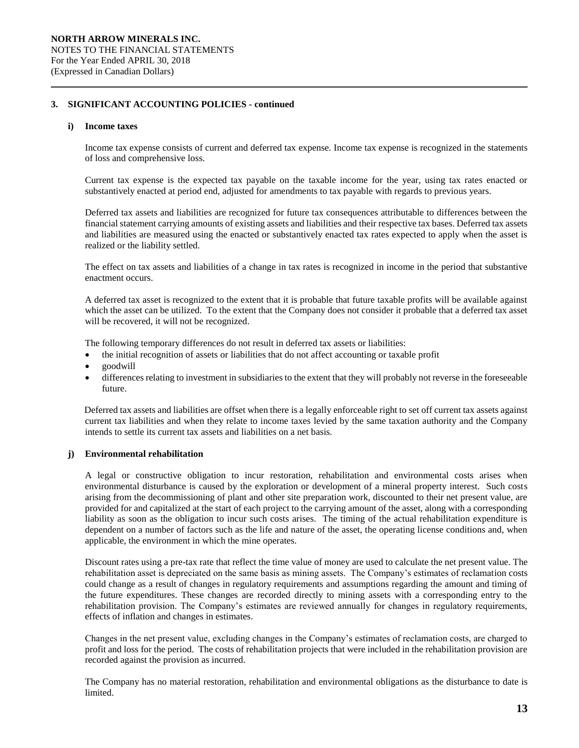### 3. SIGNIFICANT ACCOUNTING POLICIES - continued

#### i) Income taxes

Income tax expense consists of current and deferred tax expense. Income tax expense is recognized in the statements of loss and comprehensive loss.

Current tax expense is the expected tax payable on the taxable income for the year, using tax rates enacted or substantively enacted at period end, adjusted for amendments to tax payable with regards to previous years.

Deferred tax assets and liabilities are recognized for future tax consequences attributable to differences between the financial statement carrying amounts of existing assets and liabilities and their respective tax bases. Deferred tax assets and liabilities are measured using the enacted or substantively enacted tax rates expected to apply when the asset is realized or the liability settled.

The effect on tax assets and liabilities of a change in tax rates is recognized in income in the period that substantive enactment occurs.

A deferred tax asset is recognized to the extent that it is probable that future taxable profits will be available against which the asset can be utilized. To the extent that the Company does not consider it probable that a deferred tax asset will be recovered, it will not be recognized.

The following temporary differences do not result in deferred tax assets or liabilities:

- the initial recognition of assets or liabilities that do not affect accounting or taxable profit
- goodwill
- differences relating to investment in subsidiaries to the extent that they will probably not reverse in the foreseeable future.

Deferred tax assets and liabilities are offset when there is a legally enforceable right to set off current tax assets against current tax liabilities and when they relate to income taxes levied by the same taxation authority and the Company intends to settle its current tax assets and liabilities on a net basis.

#### j) Environmental rehabilitation

A legal or constructive obligation to incur restoration, rehabilitation and environmental costs arises when environmental disturbance is caused by the exploration or development of a mineral property interest. Such costs arising from the decommissioning of plant and other site preparation work, discounted to their net present value, are provided for and capitalized at the start of each project to the carrying amount of the asset, along with a corresponding liability as soon as the obligation to incur such costs arises. The timing of the actual rehabilitation expenditure is dependent on a number of factors such as the life and nature of the asset, the operating license conditions and, when applicable, the environment in which the mine operates.

Discount rates using a pre-tax rate that reflect the time value of money are used to calculate the net present value. The rehabilitation asset is depreciated on the same basis as mining assets. The Company's estimates of reclamation costs could change as a result of changes in regulatory requirements and assumptions regarding the amount and timing of the future expenditures. These changes are recorded directly to mining assets with a corresponding entry to the rehabilitation provision. The Company's estimates are reviewed annually for changes in regulatory requirements, effects of inflation and changes in estimates.

Changes in the net present value, excluding changes in the Company's estimates of reclamation costs, are charged to profit and loss for the period. The costs of rehabilitation projects that were included in the rehabilitation provision are recorded against the provision as incurred.

The Company has no material restoration, rehabilitation and environmental obligations as the disturbance to date is limited.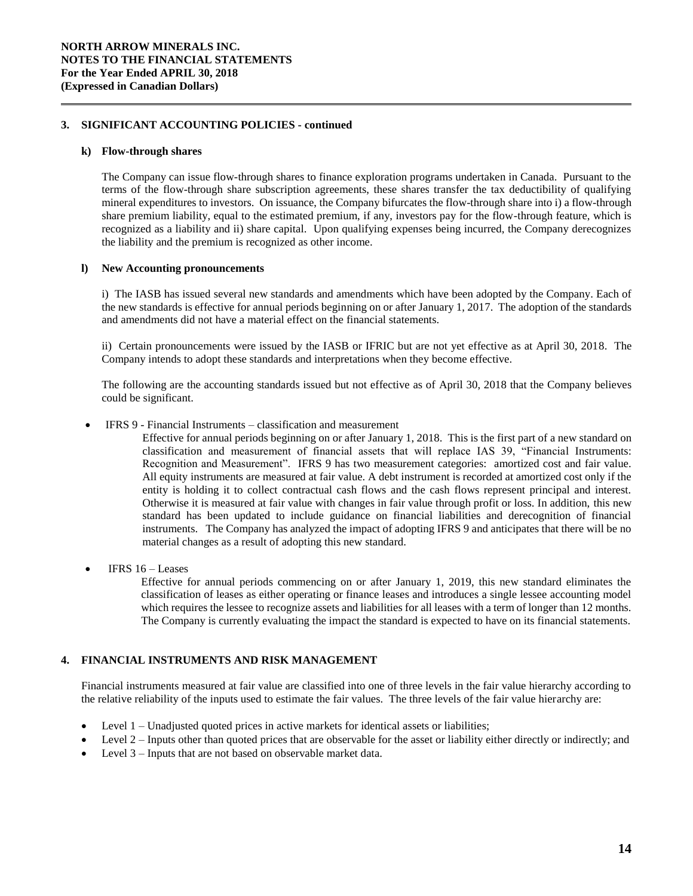## 3. SIGNIFICANT ACCOUNTING POLICIES - continued

### k) Flow-through shares

The Company can issue flow-through shares to finance exploration programs undertaken in Canada. Pursuant to the terms of the flow-through share subscription agreements, these shares transfer the tax deductibility of qualifying mineral expenditures to investors. On issuance, the Company bifurcates the flow-through share into i) a flow-through share premium liability, equal to the estimated premium, if any, investors pay for the flow-through feature, which is recognized as a liability and ii) share capital. Upon qualifying expenses being incurred, the Company derecognizes the liability and the premium is recognized as other income.

### l) New Accounting pronouncements

i) The IASB has issued several new standards and amendments which have been adopted by the Company. Each of the new standards is effective for annual periods beginning on or after January 1, 2017. The adoption of the standards and amendments did not have a material effect on the financial statements.

ii) Certain pronouncements were issued by the IASB or IFRIC but are not yet effective as at April 30, 2018. The Company intends to adopt these standards and interpretations when they become effective.

The following are the accounting standards issued but not effective as of April 30, 2018 that the Company believes could be significant.

- IFRS 9 - Financial Instruments – classification and measurement

  Effective for annual periods beginning on or after January 1, 2018. This is the first part of a new standard on classification and measurement of financial assets that will replace IAS 39, "Financial Instruments: Recognition and Measurement". IFRS 9 has two measurement categories: amortized cost and fair value. All equity instruments are measured at fair value. A debt instrument is recorded at amortized cost only if the entity is holding it to collect contractual cash flows and the cash flows represent principal and interest. Otherwise it is measured at fair value with changes in fair value through profit or loss. In addition, this new standard has been updated to include guidance on financial liabilities and derecognition of financial instruments. The Company has analyzed the impact of adopting IFRS 9 and anticipates that there will be no material changes as a result of adopting this new standard.

- IFRS 16 – Leases

  Effective for annual periods commencing on or after January 1, 2019, this new standard eliminates the classification of leases as either operating or finance leases and introduces a single lessee accounting model which requires the lessee to recognize assets and liabilities for all leases with a term of longer than 12 months. The Company is currently evaluating the impact the standard is expected to have on its financial statements.

## 4. FINANCIAL INSTRUMENTS AND RISK MANAGEMENT

Financial instruments measured at fair value are classified into one of three levels in the fair value hierarchy according to the relative reliability of the inputs used to estimate the fair values. The three levels of the fair value hierarchy are:

- Level 1 – Unadjusted quoted prices in active markets for identical assets or liabilities;
- Level 2 – Inputs other than quoted prices that are observable for the asset or liability either directly or indirectly; and
- Level 3 – Inputs that are not based on observable market data.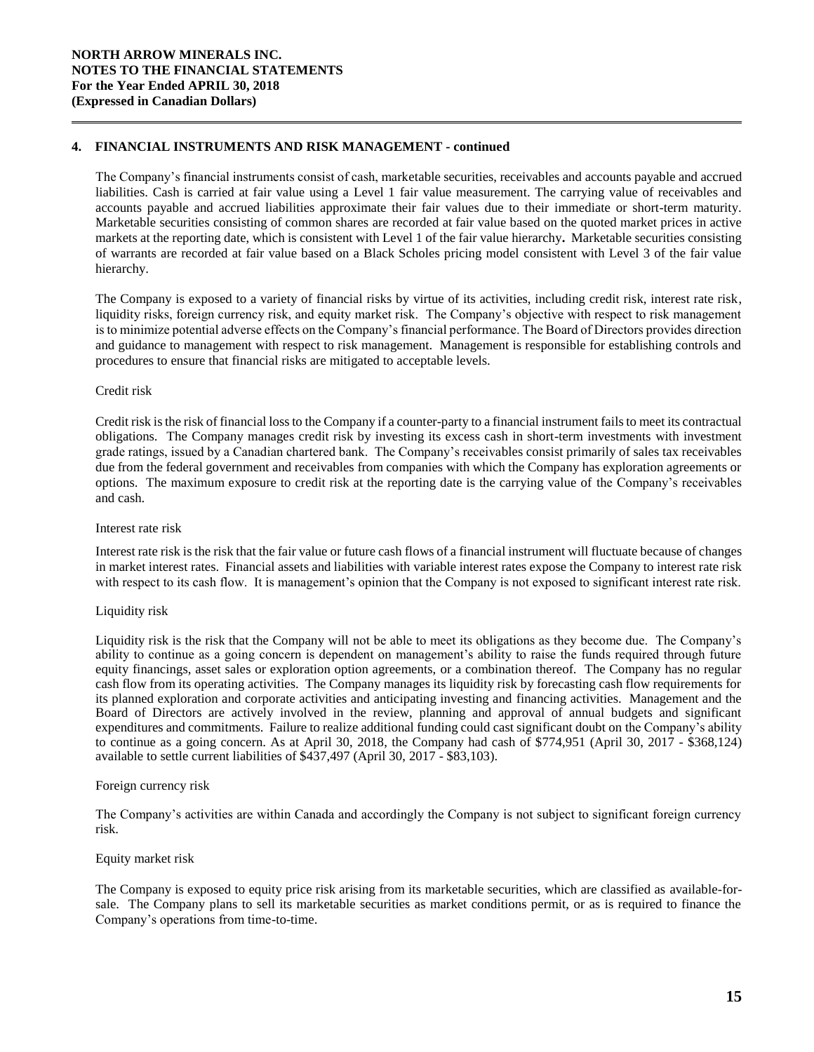## 4. FINANCIAL INSTRUMENTS AND RISK MANAGEMENT - continued

The Company's financial instruments consist of cash, marketable securities, receivables and accounts payable and accrued liabilities. Cash is carried at fair value using a Level 1 fair value measurement. The carrying value of receivables and accounts payable and accrued liabilities approximate their fair values due to their immediate or short-term maturity. Marketable securities consisting of common shares are recorded at fair value based on the quoted market prices in active markets at the reporting date, which is consistent with Level 1 of the fair value hierarchy**.** Marketable securities consisting of warrants are recorded at fair value based on a Black Scholes pricing model consistent with Level 3 of the fair value hierarchy.

The Company is exposed to a variety of financial risks by virtue of its activities, including credit risk, interest rate risk, liquidity risks, foreign currency risk, and equity market risk. The Company's objective with respect to risk management is to minimize potential adverse effects on the Company's financial performance. The Board of Directors provides direction and guidance to management with respect to risk management. Management is responsible for establishing controls and procedures to ensure that financial risks are mitigated to acceptable levels.

Credit risk

Credit risk is the risk of financial loss to the Company if a counter-party to a financial instrument fails to meet its contractual obligations. The Company manages credit risk by investing its excess cash in short-term investments with investment grade ratings, issued by a Canadian chartered bank. The Company's receivables consist primarily of sales tax receivables due from the federal government and receivables from companies with which the Company has exploration agreements or options. The maximum exposure to credit risk at the reporting date is the carrying value of the Company's receivables and cash.

Interest rate risk

Interest rate risk is the risk that the fair value or future cash flows of a financial instrument will fluctuate because of changes in market interest rates. Financial assets and liabilities with variable interest rates expose the Company to interest rate risk with respect to its cash flow. It is management's opinion that the Company is not exposed to significant interest rate risk.

Liquidity risk

Liquidity risk is the risk that the Company will not be able to meet its obligations as they become due. The Company's ability to continue as a going concern is dependent on management's ability to raise the funds required through future equity financings, asset sales or exploration option agreements, or a combination thereof. The Company has no regular cash flow from its operating activities. The Company manages its liquidity risk by forecasting cash flow requirements for its planned exploration and corporate activities and anticipating investing and financing activities. Management and the Board of Directors are actively involved in the review, planning and approval of annual budgets and significant expenditures and commitments. Failure to realize additional funding could cast significant doubt on the Company's ability to continue as a going concern. As at April 30, 2018, the Company had cash of $774,951 (April 30, 2017 - $368,124) available to settle current liabilities of $437,497 (April 30, 2017 - $83,103).

Foreign currency risk

The Company's activities are within Canada and accordingly the Company is not subject to significant foreign currency risk.

Equity market risk

The Company is exposed to equity price risk arising from its marketable securities, which are classified as available-for-sale. The Company plans to sell its marketable securities as market conditions permit, or as is required to finance the Company's operations from time-to-time.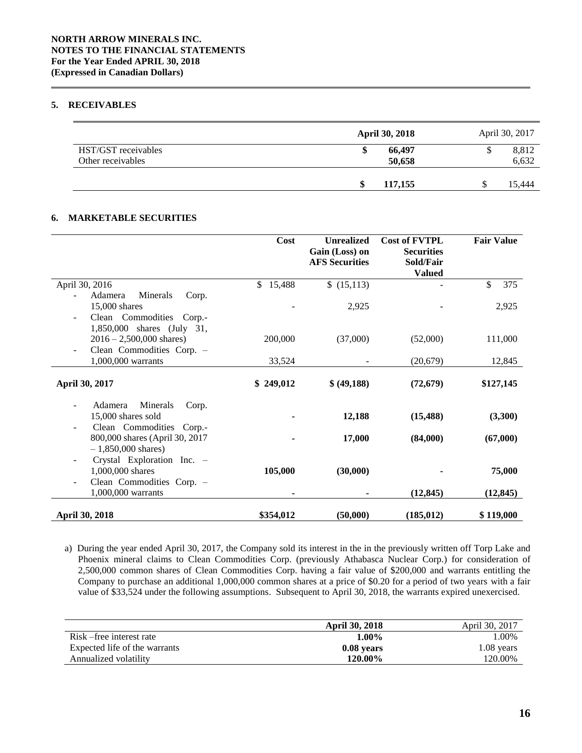## 5. RECEIVABLES

| | April 30, 2018 | April 30, 2017 |
|---|---|---|
| HST/GST receivables | $ 66,497 | $ 8,812 |
| Other receivables | 50,658 | 6,632 |
| | $ 117,155 | $ 15,444 |

## 6. MARKETABLE SECURITIES

| | Cost | Unrealized Gain (Loss) on AFS Securities | Cost of FVTPL Securities Sold/Fair Valued | Fair Value |
|---|---|---|---|---|
| April 30, 2016 | $ 15,488 | $ (15,113) | - | $ 375 |
| - Adamera Minerals Corp. 15,000 shares | - | 2,925 | - | 2,925 |
| - Clean Commodities Corp.- 1,850,000 shares (July 31, 2016 – 2,500,000 shares) | 200,000 | (37,000) | (52,000) | 111,000 |
| - Clean Commodities Corp. – 1,000,000 warrants | 33,524 | - | (20,679) | 12,845 |
| **April 30, 2017** | **$ 249,012** | **$ (49,188)** | **(72,679)** | **$127,145** |
| - Adamera Minerals Corp. 15,000 shares sold | - | **12,188** | **(15,488)** | **(3,300)** |
| - Clean Commodities Corp.- 800,000 shares (April 30, 2017 – 1,850,000 shares) | - | **17,000** | **(84,000)** | **(67,000)** |
| - Crystal Exploration Inc. – 1,000,000 shares | **105,000** | **(30,000)** | - | **75,000** |
| - Clean Commodities Corp. – 1,000,000 warrants | - | - | **(12,845)** | **(12,845)** |
| **April 30, 2018** | **$354,012** | **(50,000)** | **(185,012)** | **$ 119,000** |

a) During the year ended April 30, 2017, the Company sold its interest in the in the previously written off Torp Lake and Phoenix mineral claims to Clean Commodities Corp. (previously Athabasca Nuclear Corp.) for consideration of 2,500,000 common shares of Clean Commodities Corp. having a fair value of $200,000 and warrants entitling the Company to purchase an additional 1,000,000 common shares at a price of $0.20 for a period of two years with a fair value of $33,524 under the following assumptions. Subsequent to April 30, 2018, the warrants expired unexercised.

| | April 30, 2018 | April 30, 2017 |
|---|---|---|
| Risk –free interest rate | **1.00%** | 1.00% |
| Expected life of the warrants | **0.08 years** | 1.08 years |
| Annualized volatility | **120.00%** | 120.00% |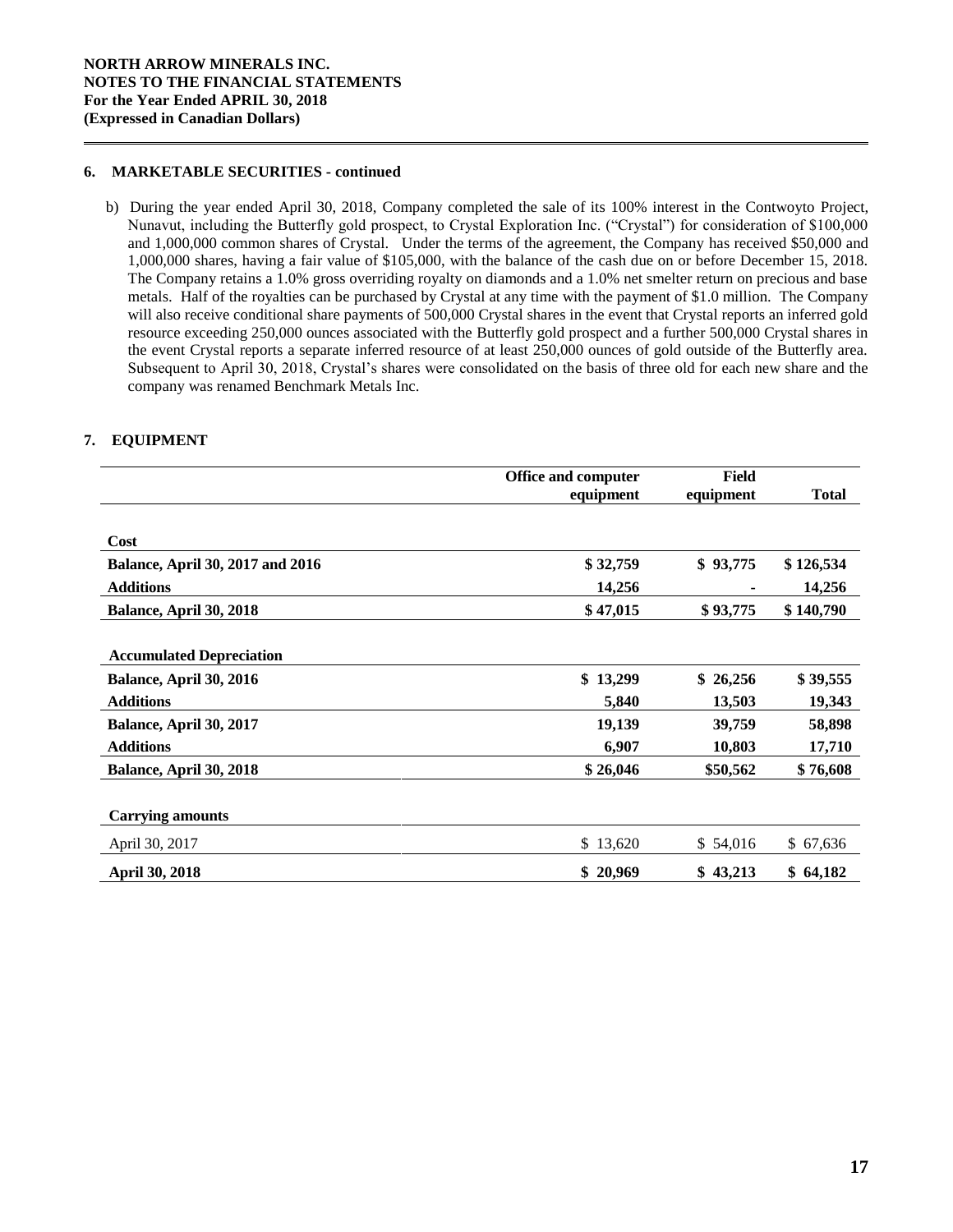## 6. MARKETABLE SECURITIES - continued

b) During the year ended April 30, 2018, Company completed the sale of its 100% interest in the Contwoyto Project, Nunavut, including the Butterfly gold prospect, to Crystal Exploration Inc. ("Crystal") for consideration of $100,000 and 1,000,000 common shares of Crystal. Under the terms of the agreement, the Company has received $50,000 and 1,000,000 shares, having a fair value of $105,000, with the balance of the cash due on or before December 15, 2018. The Company retains a 1.0% gross overriding royalty on diamonds and a 1.0% net smelter return on precious and base metals. Half of the royalties can be purchased by Crystal at any time with the payment of $1.0 million. The Company will also receive conditional share payments of 500,000 Crystal shares in the event that Crystal reports an inferred gold resource exceeding 250,000 ounces associated with the Butterfly gold prospect and a further 500,000 Crystal shares in the event Crystal reports a separate inferred resource of at least 250,000 ounces of gold outside of the Butterfly area. Subsequent to April 30, 2018, Crystal's shares were consolidated on the basis of three old for each new share and the company was renamed Benchmark Metals Inc.

## 7. EQUIPMENT

| | Office and computer equipment | Field equipment | Total |
|---|---|---|---|
| **Cost** | | | |
| **Balance, April 30, 2017 and 2016** | **$ 32,759** | **$ 93,775** | **$ 126,534** |
| **Additions** | **14,256** | **-** | **14,256** |
| **Balance, April 30, 2018** | **$ 47,015** | **$ 93,775** | **$ 140,790** |
| **Accumulated Depreciation** | | | |
| **Balance, April 30, 2016** | **$ 13,299** | **$ 26,256** | **$ 39,555** |
| **Additions** | **5,840** | **13,503** | **19,343** |
| **Balance, April 30, 2017** | **19,139** | **39,759** | **58,898** |
| **Additions** | **6,907** | **10,803** | **17,710** |
| **Balance, April 30, 2018** | **$ 26,046** | **$50,562** | **$ 76,608** |
| **Carrying amounts** | | | |
| April 30, 2017 | $ 13,620 | $ 54,016 | $ 67,636 |
| **April 30, 2018** | **$ 20,969** | **$ 43,213** | **$ 64,182** |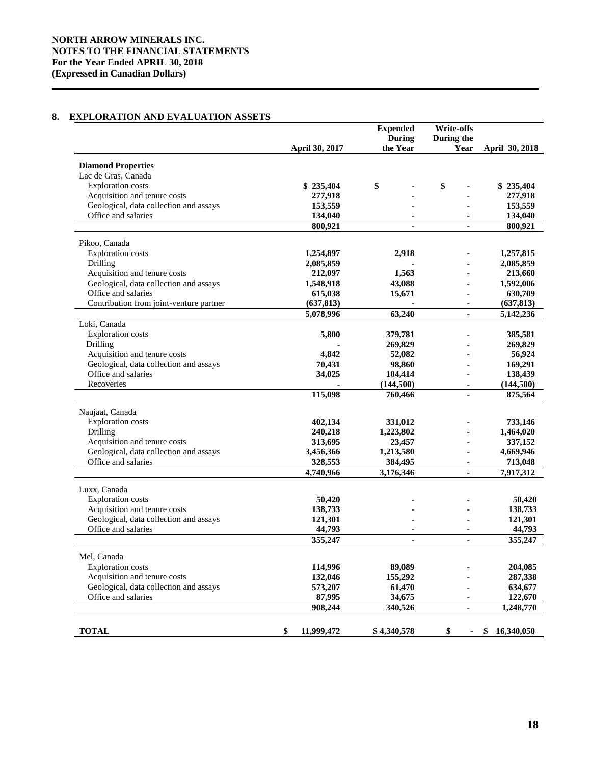## 8. EXPLORATION AND EVALUATION ASSETS

| | April 30, 2017 | Expended During the Year | Write-offs During the Year | April 30, 2018 |
|---|---|---|---|---|
| **Diamond Properties** | | | | |
| Lac de Gras, Canada | | | | |
| Exploration costs | $ 235,404 | $ - | $ - | $ 235,404 |
| Acquisition and tenure costs | 277,918 | - | - | 277,918 |
| Geological, data collection and assays | 153,559 | - | - | 153,559 |
| Office and salaries | 134,040 | - | - | 134,040 |
| | 800,921 | - | - | 800,921 |
| Pikoo, Canada | | | | |
| Exploration costs | 1,254,897 | 2,918 | - | 1,257,815 |
| Drilling | 2,085,859 | - | - | 2,085,859 |
| Acquisition and tenure costs | 212,097 | 1,563 | - | 213,660 |
| Geological, data collection and assays | 1,548,918 | 43,088 | - | 1,592,006 |
| Office and salaries | 615,038 | 15,671 | - | 630,709 |
| Contribution from joint-venture partner | (637,813) | - | - | (637,813) |
| | 5,078,996 | 63,240 | - | 5,142,236 |
| Loki, Canada | | | | |
| Exploration costs | 5,800 | 379,781 | - | 385,581 |
| Drilling | - | 269,829 | - | 269,829 |
| Acquisition and tenure costs | 4,842 | 52,082 | - | 56,924 |
| Geological, data collection and assays | 70,431 | 98,860 | - | 169,291 |
| Office and salaries | 34,025 | 104,414 | - | 138,439 |
| Recoveries | - | (144,500) | - | (144,500) |
| | 115,098 | 760,466 | - | 875,564 |
| Naujaat, Canada | | | | |
| Exploration costs | 402,134 | 331,012 | - | 733,146 |
| Drilling | 240,218 | 1,223,802 | - | 1,464,020 |
| Acquisition and tenure costs | 313,695 | 23,457 | - | 337,152 |
| Geological, data collection and assays | 3,456,366 | 1,213,580 | - | 4,669,946 |
| Office and salaries | 328,553 | 384,495 | - | 713,048 |
| | 4,740,966 | 3,176,346 | - | 7,917,312 |
| Luxx, Canada | | | | |
| Exploration costs | 50,420 | - | - | 50,420 |
| Acquisition and tenure costs | 138,733 | - | - | 138,733 |
| Geological, data collection and assays | 121,301 | - | - | 121,301 |
| Office and salaries | 44,793 | - | - | 44,793 |
| | 355,247 | - | - | 355,247 |
| Mel, Canada | | | | |
| Exploration costs | 114,996 | 89,089 | - | 204,085 |
| Acquisition and tenure costs | 132,046 | 155,292 | - | 287,338 |
| Geological, data collection and assays | 573,207 | 61,470 | - | 634,677 |
| Office and salaries | 87,995 | 34,675 | - | 122,670 |
| | 908,244 | 340,526 | - | 1,248,770 |
| **TOTAL** | $ 11,999,472 | $ 4,340,578 | $ - | $ 16,340,050 |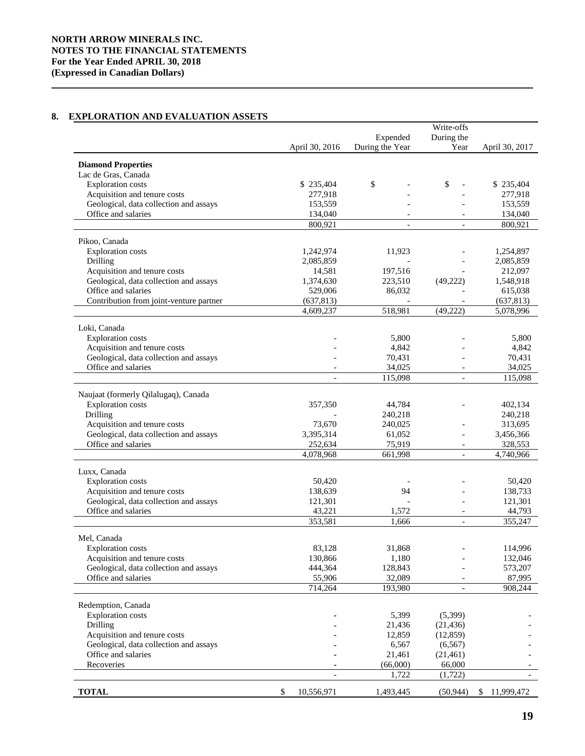## 8. EXPLORATION AND EVALUATION ASSETS

| | April 30, 2016 | Expended During the Year | Write-offs During the Year | April 30, 2017 |
|---|---|---|---|---|
| **Diamond Properties** | | | | |
| Lac de Gras, Canada | | | | |
| Exploration costs | $ 235,404 | $ - | $ - | $ 235,404 |
| Acquisition and tenure costs | 277,918 | - | - | 277,918 |
| Geological, data collection and assays | 153,559 | - | - | 153,559 |
| Office and salaries | 134,040 | - | - | 134,040 |
| | 800,921 | - | - | 800,921 |
| Pikoo, Canada | | | | |
| Exploration costs | 1,242,974 | 11,923 | - | 1,254,897 |
| Drilling | 2,085,859 | - | - | 2,085,859 |
| Acquisition and tenure costs | 14,581 | 197,516 | - | 212,097 |
| Geological, data collection and assays | 1,374,630 | 223,510 | (49,222) | 1,548,918 |
| Office and salaries | 529,006 | 86,032 | - | 615,038 |
| Contribution from joint-venture partner | (637,813) | - | - | (637,813) |
| | 4,609,237 | 518,981 | (49,222) | 5,078,996 |
| Loki, Canada | | | | |
| Exploration costs | - | 5,800 | - | 5,800 |
| Acquisition and tenure costs | - | 4,842 | - | 4,842 |
| Geological, data collection and assays | - | 70,431 | - | 70,431 |
| Office and salaries | - | 34,025 | - | 34,025 |
| | - | 115,098 | - | 115,098 |
| Naujaat (formerly Qilalugaq), Canada | | | | |
| Exploration costs | 357,350 | 44,784 | - | 402,134 |
| Drilling | - | 240,218 | | 240,218 |
| Acquisition and tenure costs | 73,670 | 240,025 | - | 313,695 |
| Geological, data collection and assays | 3,395,314 | 61,052 | - | 3,456,366 |
| Office and salaries | 252,634 | 75,919 | - | 328,553 |
| | 4,078,968 | 661,998 | - | 4,740,966 |
| Luxx, Canada | | | | |
| Exploration costs | 50,420 | - | - | 50,420 |
| Acquisition and tenure costs | 138,639 | 94 | - | 138,733 |
| Geological, data collection and assays | 121,301 | - | - | 121,301 |
| Office and salaries | 43,221 | 1,572 | - | 44,793 |
| | 353,581 | 1,666 | - | 355,247 |
| Mel, Canada | | | | |
| Exploration costs | 83,128 | 31,868 | - | 114,996 |
| Acquisition and tenure costs | 130,866 | 1,180 | - | 132,046 |
| Geological, data collection and assays | 444,364 | 128,843 | - | 573,207 |
| Office and salaries | 55,906 | 32,089 | - | 87,995 |
| | 714,264 | 193,980 | - | 908,244 |
| Redemption, Canada | | | | |
| Exploration costs | - | 5,399 | (5,399) | - |
| Drilling | - | 21,436 | (21,436) | - |
| Acquisition and tenure costs | - | 12,859 | (12,859) | - |
| Geological, data collection and assays | - | 6,567 | (6,567) | - |
| Office and salaries | - | 21,461 | (21,461) | - |
| Recoveries | - | (66,000) | 66,000 | - |
| | - | 1,722 | (1,722) | - |
| **TOTAL** | $ 10,556,971 | 1,493,445 | (50,944) | $ 11,999,472 |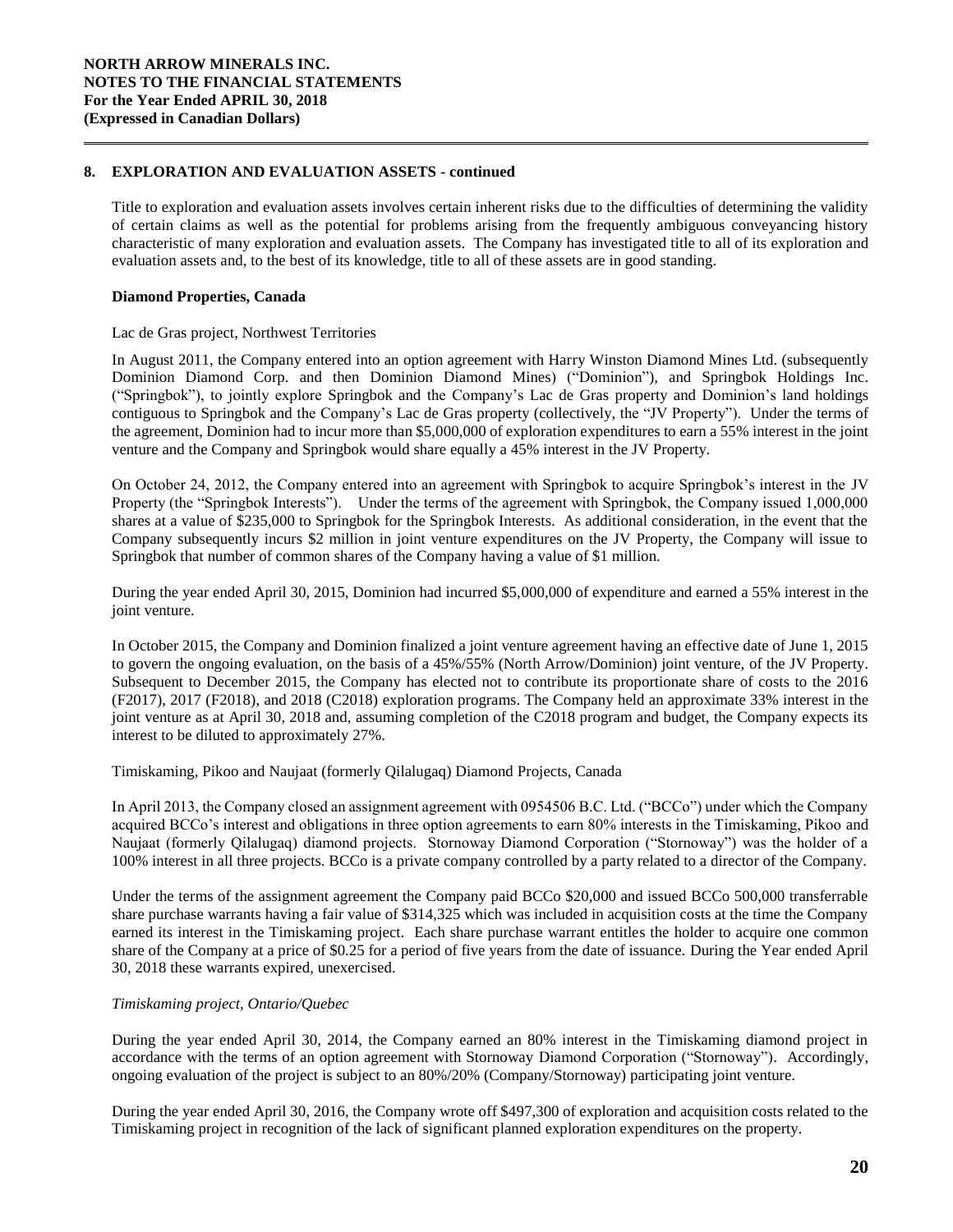## 8. EXPLORATION AND EVALUATION ASSETS - continued

Title to exploration and evaluation assets involves certain inherent risks due to the difficulties of determining the validity of certain claims as well as the potential for problems arising from the frequently ambiguous conveyancing history characteristic of many exploration and evaluation assets. The Company has investigated title to all of its exploration and evaluation assets and, to the best of its knowledge, title to all of these assets are in good standing.

### Diamond Properties, Canada

Lac de Gras project, Northwest Territories

In August 2011, the Company entered into an option agreement with Harry Winston Diamond Mines Ltd. (subsequently Dominion Diamond Corp. and then Dominion Diamond Mines) ("Dominion"), and Springbok Holdings Inc. ("Springbok"), to jointly explore Springbok and the Company's Lac de Gras property and Dominion's land holdings contiguous to Springbok and the Company's Lac de Gras property (collectively, the "JV Property"). Under the terms of the agreement, Dominion had to incur more than $5,000,000 of exploration expenditures to earn a 55% interest in the joint venture and the Company and Springbok would share equally a 45% interest in the JV Property.

On October 24, 2012, the Company entered into an agreement with Springbok to acquire Springbok's interest in the JV Property (the "Springbok Interests"). Under the terms of the agreement with Springbok, the Company issued 1,000,000 shares at a value of $235,000 to Springbok for the Springbok Interests. As additional consideration, in the event that the Company subsequently incurs $2 million in joint venture expenditures on the JV Property, the Company will issue to Springbok that number of common shares of the Company having a value of $1 million.

During the year ended April 30, 2015, Dominion had incurred $5,000,000 of expenditure and earned a 55% interest in the joint venture.

In October 2015, the Company and Dominion finalized a joint venture agreement having an effective date of June 1, 2015 to govern the ongoing evaluation, on the basis of a 45%/55% (North Arrow/Dominion) joint venture, of the JV Property. Subsequent to December 2015, the Company has elected not to contribute its proportionate share of costs to the 2016 (F2017), 2017 (F2018), and 2018 (C2018) exploration programs. The Company held an approximate 33% interest in the joint venture as at April 30, 2018 and, assuming completion of the C2018 program and budget, the Company expects its interest to be diluted to approximately 27%.

Timiskaming, Pikoo and Naujaat (formerly Qilalugaq) Diamond Projects, Canada

In April 2013, the Company closed an assignment agreement with 0954506 B.C. Ltd. ("BCCo") under which the Company acquired BCCo's interest and obligations in three option agreements to earn 80% interests in the Timiskaming, Pikoo and Naujaat (formerly Qilalugaq) diamond projects. Stornoway Diamond Corporation ("Stornoway") was the holder of a 100% interest in all three projects. BCCo is a private company controlled by a party related to a director of the Company.

Under the terms of the assignment agreement the Company paid BCCo $20,000 and issued BCCo 500,000 transferrable share purchase warrants having a fair value of $314,325 which was included in acquisition costs at the time the Company earned its interest in the Timiskaming project. Each share purchase warrant entitles the holder to acquire one common share of the Company at a price of $0.25 for a period of five years from the date of issuance. During the Year ended April 30, 2018 these warrants expired, unexercised.

*Timiskaming project, Ontario/Quebec*

During the year ended April 30, 2014, the Company earned an 80% interest in the Timiskaming diamond project in accordance with the terms of an option agreement with Stornoway Diamond Corporation ("Stornoway"). Accordingly, ongoing evaluation of the project is subject to an 80%/20% (Company/Stornoway) participating joint venture.

During the year ended April 30, 2016, the Company wrote off $497,300 of exploration and acquisition costs related to the Timiskaming project in recognition of the lack of significant planned exploration expenditures on the property.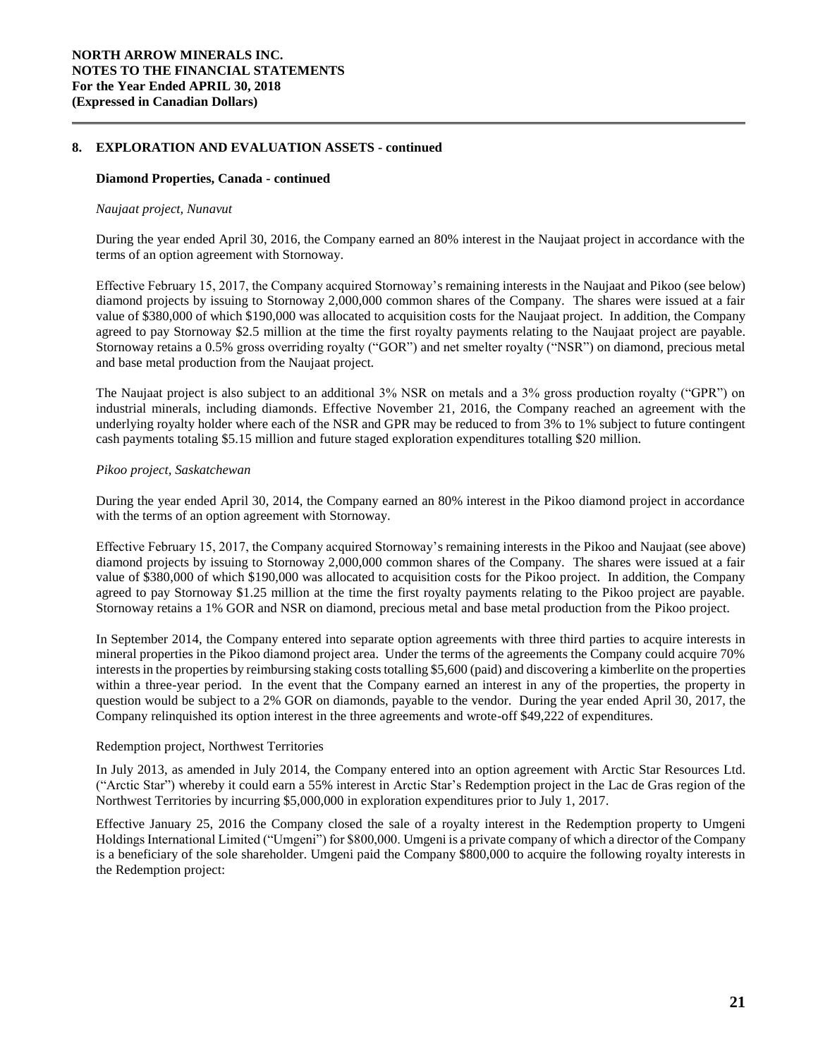## 8. EXPLORATION AND EVALUATION ASSETS - continued

### Diamond Properties, Canada - continued

*Naujaat project, Nunavut*

During the year ended April 30, 2016, the Company earned an 80% interest in the Naujaat project in accordance with the terms of an option agreement with Stornoway.

Effective February 15, 2017, the Company acquired Stornoway's remaining interests in the Naujaat and Pikoo (see below) diamond projects by issuing to Stornoway 2,000,000 common shares of the Company. The shares were issued at a fair value of $380,000 of which $190,000 was allocated to acquisition costs for the Naujaat project. In addition, the Company agreed to pay Stornoway $2.5 million at the time the first royalty payments relating to the Naujaat project are payable. Stornoway retains a 0.5% gross overriding royalty ("GOR") and net smelter royalty ("NSR") on diamond, precious metal and base metal production from the Naujaat project.

The Naujaat project is also subject to an additional 3% NSR on metals and a 3% gross production royalty ("GPR") on industrial minerals, including diamonds. Effective November 21, 2016, the Company reached an agreement with the underlying royalty holder where each of the NSR and GPR may be reduced to from 3% to 1% subject to future contingent cash payments totaling $5.15 million and future staged exploration expenditures totalling $20 million.

*Pikoo project, Saskatchewan*

During the year ended April 30, 2014, the Company earned an 80% interest in the Pikoo diamond project in accordance with the terms of an option agreement with Stornoway.

Effective February 15, 2017, the Company acquired Stornoway's remaining interests in the Pikoo and Naujaat (see above) diamond projects by issuing to Stornoway 2,000,000 common shares of the Company. The shares were issued at a fair value of $380,000 of which $190,000 was allocated to acquisition costs for the Pikoo project. In addition, the Company agreed to pay Stornoway $1.25 million at the time the first royalty payments relating to the Pikoo project are payable. Stornoway retains a 1% GOR and NSR on diamond, precious metal and base metal production from the Pikoo project.

In September 2014, the Company entered into separate option agreements with three third parties to acquire interests in mineral properties in the Pikoo diamond project area. Under the terms of the agreements the Company could acquire 70% interests in the properties by reimbursing staking costs totalling $5,600 (paid) and discovering a kimberlite on the properties within a three-year period. In the event that the Company earned an interest in any of the properties, the property in question would be subject to a 2% GOR on diamonds, payable to the vendor. During the year ended April 30, 2017, the Company relinquished its option interest in the three agreements and wrote-off $49,222 of expenditures.

Redemption project, Northwest Territories

In July 2013, as amended in July 2014, the Company entered into an option agreement with Arctic Star Resources Ltd. ("Arctic Star") whereby it could earn a 55% interest in Arctic Star's Redemption project in the Lac de Gras region of the Northwest Territories by incurring $5,000,000 in exploration expenditures prior to July 1, 2017.

Effective January 25, 2016 the Company closed the sale of a royalty interest in the Redemption property to Umgeni Holdings International Limited ("Umgeni") for $800,000. Umgeni is a private company of which a director of the Company is a beneficiary of the sole shareholder. Umgeni paid the Company $800,000 to acquire the following royalty interests in the Redemption project: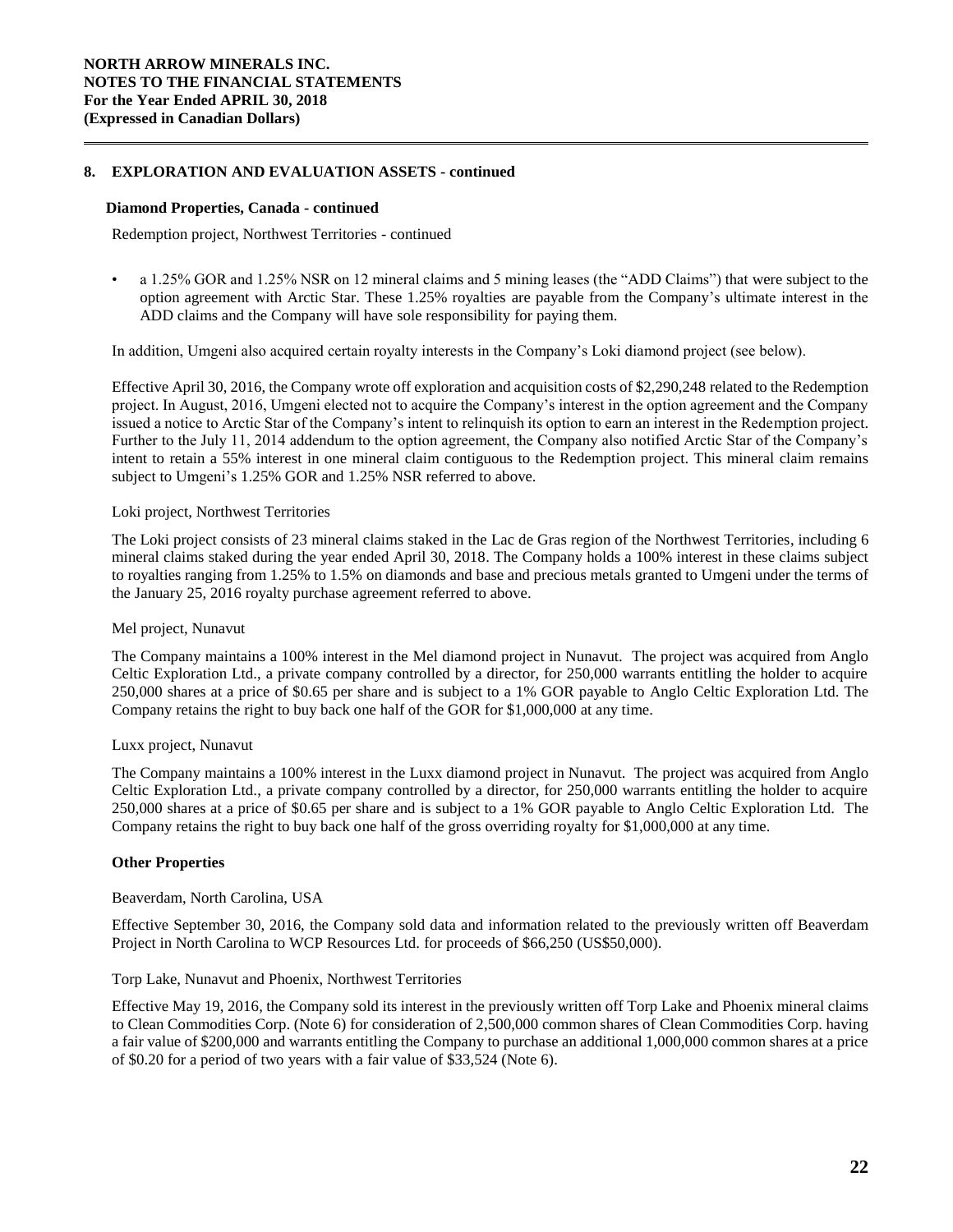## 8. EXPLORATION AND EVALUATION ASSETS - continued

### Diamond Properties, Canada - continued

Redemption project, Northwest Territories - continued

- a 1.25% GOR and 1.25% NSR on 12 mineral claims and 5 mining leases (the "ADD Claims") that were subject to the option agreement with Arctic Star. These 1.25% royalties are payable from the Company's ultimate interest in the ADD claims and the Company will have sole responsibility for paying them.

In addition, Umgeni also acquired certain royalty interests in the Company's Loki diamond project (see below).

Effective April 30, 2016, the Company wrote off exploration and acquisition costs of $2,290,248 related to the Redemption project. In August, 2016, Umgeni elected not to acquire the Company's interest in the option agreement and the Company issued a notice to Arctic Star of the Company's intent to relinquish its option to earn an interest in the Redemption project. Further to the July 11, 2014 addendum to the option agreement, the Company also notified Arctic Star of the Company's intent to retain a 55% interest in one mineral claim contiguous to the Redemption project. This mineral claim remains subject to Umgeni's 1.25% GOR and 1.25% NSR referred to above.

Loki project, Northwest Territories

The Loki project consists of 23 mineral claims staked in the Lac de Gras region of the Northwest Territories, including 6 mineral claims staked during the year ended April 30, 2018. The Company holds a 100% interest in these claims subject to royalties ranging from 1.25% to 1.5% on diamonds and base and precious metals granted to Umgeni under the terms of the January 25, 2016 royalty purchase agreement referred to above.

Mel project, Nunavut

The Company maintains a 100% interest in the Mel diamond project in Nunavut. The project was acquired from Anglo Celtic Exploration Ltd., a private company controlled by a director, for 250,000 warrants entitling the holder to acquire 250,000 shares at a price of $0.65 per share and is subject to a 1% GOR payable to Anglo Celtic Exploration Ltd. The Company retains the right to buy back one half of the GOR for $1,000,000 at any time.

Luxx project, Nunavut

The Company maintains a 100% interest in the Luxx diamond project in Nunavut. The project was acquired from Anglo Celtic Exploration Ltd., a private company controlled by a director, for 250,000 warrants entitling the holder to acquire 250,000 shares at a price of $0.65 per share and is subject to a 1% GOR payable to Anglo Celtic Exploration Ltd. The Company retains the right to buy back one half of the gross overriding royalty for $1,000,000 at any time.

### Other Properties

Beaverdam, North Carolina, USA

Effective September 30, 2016, the Company sold data and information related to the previously written off Beaverdam Project in North Carolina to WCP Resources Ltd. for proceeds of $66,250 (US$50,000).

Torp Lake, Nunavut and Phoenix, Northwest Territories

Effective May 19, 2016, the Company sold its interest in the previously written off Torp Lake and Phoenix mineral claims to Clean Commodities Corp. (Note 6) for consideration of 2,500,000 common shares of Clean Commodities Corp. having a fair value of $200,000 and warrants entitling the Company to purchase an additional 1,000,000 common shares at a price of $0.20 for a period of two years with a fair value of $33,524 (Note 6).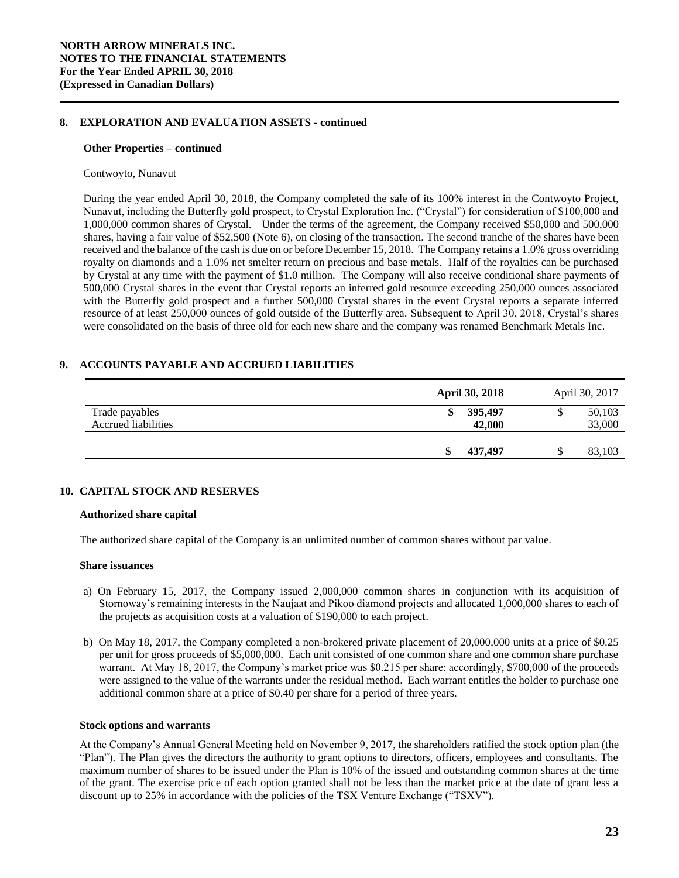## 8. EXPLORATION AND EVALUATION ASSETS - continued

### Other Properties – continued

Contwoyto, Nunavut

During the year ended April 30, 2018, the Company completed the sale of its 100% interest in the Contwoyto Project, Nunavut, including the Butterfly gold prospect, to Crystal Exploration Inc. ("Crystal") for consideration of $100,000 and 1,000,000 common shares of Crystal. Under the terms of the agreement, the Company received $50,000 and 500,000 shares, having a fair value of $52,500 (Note 6), on closing of the transaction. The second tranche of the shares have been received and the balance of the cash is due on or before December 15, 2018. The Company retains a 1.0% gross overriding royalty on diamonds and a 1.0% net smelter return on precious and base metals. Half of the royalties can be purchased by Crystal at any time with the payment of $1.0 million. The Company will also receive conditional share payments of 500,000 Crystal shares in the event that Crystal reports an inferred gold resource exceeding 250,000 ounces associated with the Butterfly gold prospect and a further 500,000 Crystal shares in the event Crystal reports a separate inferred resource of at least 250,000 ounces of gold outside of the Butterfly area. Subsequent to April 30, 2018, Crystal's shares were consolidated on the basis of three old for each new share and the company was renamed Benchmark Metals Inc.

## 9. ACCOUNTS PAYABLE AND ACCRUED LIABILITIES

| | **April 30, 2018** | April 30, 2017 |
|---|---|---|
| Trade payables | **$ 395,497** | $ 50,103 |
| Accrued liabilities | **42,000** | 33,000 |
| | **$ 437,497** | $ 83,103 |

## 10. CAPITAL STOCK AND RESERVES

### Authorized share capital

The authorized share capital of the Company is an unlimited number of common shares without par value.

### Share issuances

a) On February 15, 2017, the Company issued 2,000,000 common shares in conjunction with its acquisition of Stornoway's remaining interests in the Naujaat and Pikoo diamond projects and allocated 1,000,000 shares to each of the projects as acquisition costs at a valuation of $190,000 to each project.

b) On May 18, 2017, the Company completed a non-brokered private placement of 20,000,000 units at a price of $0.25 per unit for gross proceeds of $5,000,000. Each unit consisted of one common share and one common share purchase warrant. At May 18, 2017, the Company's market price was $0.215 per share: accordingly, $700,000 of the proceeds were assigned to the value of the warrants under the residual method. Each warrant entitles the holder to purchase one additional common share at a price of $0.40 per share for a period of three years.

### Stock options and warrants

At the Company's Annual General Meeting held on November 9, 2017, the shareholders ratified the stock option plan (the "Plan"). The Plan gives the directors the authority to grant options to directors, officers, employees and consultants. The maximum number of shares to be issued under the Plan is 10% of the issued and outstanding common shares at the time of the grant. The exercise price of each option granted shall not be less than the market price at the date of grant less a discount up to 25% in accordance with the policies of the TSX Venture Exchange ("TSXV").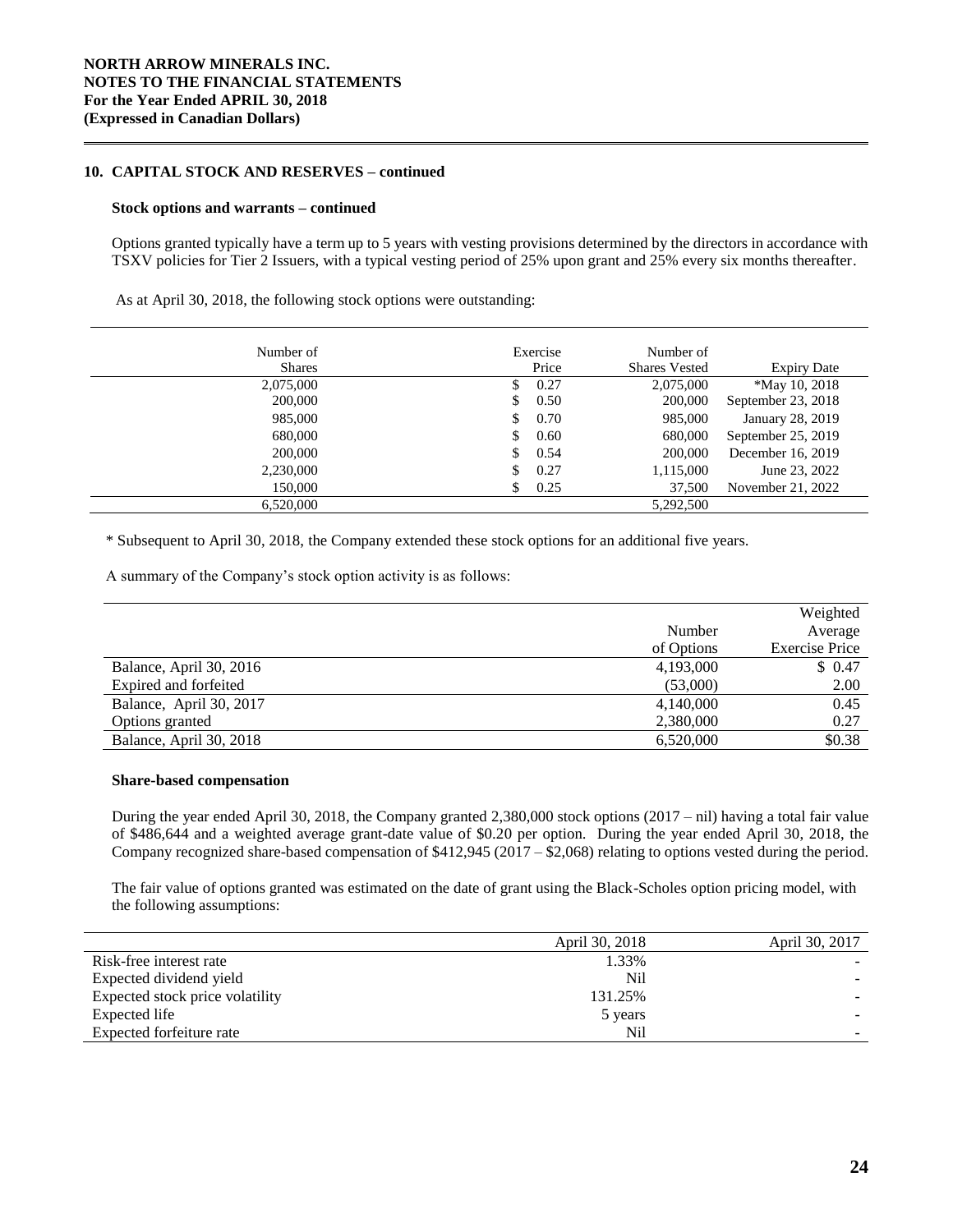## 10. CAPITAL STOCK AND RESERVES – continued

### Stock options and warrants – continued

Options granted typically have a term up to 5 years with vesting provisions determined by the directors in accordance with TSXV policies for Tier 2 Issuers, with a typical vesting period of 25% upon grant and 25% every six months thereafter.

As at April 30, 2018, the following stock options were outstanding:

| Number of Shares | Exercise Price | Number of Shares Vested | Expiry Date |
|---|---|---|---|
| 2,075,000 | $ 0.27 | 2,075,000 | *May 10, 2018 |
| 200,000 | $ 0.50 | 200,000 | September 23, 2018 |
| 985,000 | $ 0.70 | 985,000 | January 28, 2019 |
| 680,000 | $ 0.60 | 680,000 | September 25, 2019 |
| 200,000 | $ 0.54 | 200,000 | December 16, 2019 |
| 2,230,000 | $ 0.27 | 1,115,000 | June 23, 2022 |
| 150,000 | $ 0.25 | 37,500 | November 21, 2022 |
| 6,520,000 | | 5,292,500 | |

\* Subsequent to April 30, 2018, the Company extended these stock options for an additional five years.

A summary of the Company's stock option activity is as follows:

| | Number of Options | Weighted Average Exercise Price |
|---|---|---|
| Balance, April 30, 2016 | 4,193,000 | $ 0.47 |
| Expired and forfeited | (53,000) | 2.00 |
| Balance, April 30, 2017 | 4,140,000 | 0.45 |
| Options granted | 2,380,000 | 0.27 |
| Balance, April 30, 2018 | 6,520,000 | $0.38 |

### Share-based compensation

During the year ended April 30, 2018, the Company granted 2,380,000 stock options (2017 – nil) having a total fair value of $486,644 and a weighted average grant-date value of $0.20 per option. During the year ended April 30, 2018, the Company recognized share-based compensation of $412,945 (2017 – $2,068) relating to options vested during the period.

The fair value of options granted was estimated on the date of grant using the Black-Scholes option pricing model, with the following assumptions:

| | April 30, 2018 | April 30, 2017 |
|---|---|---|
| Risk-free interest rate | 1.33% | - |
| Expected dividend yield | Nil | - |
| Expected stock price volatility | 131.25% | - |
| Expected life | 5 years | - |
| Expected forfeiture rate | Nil | - |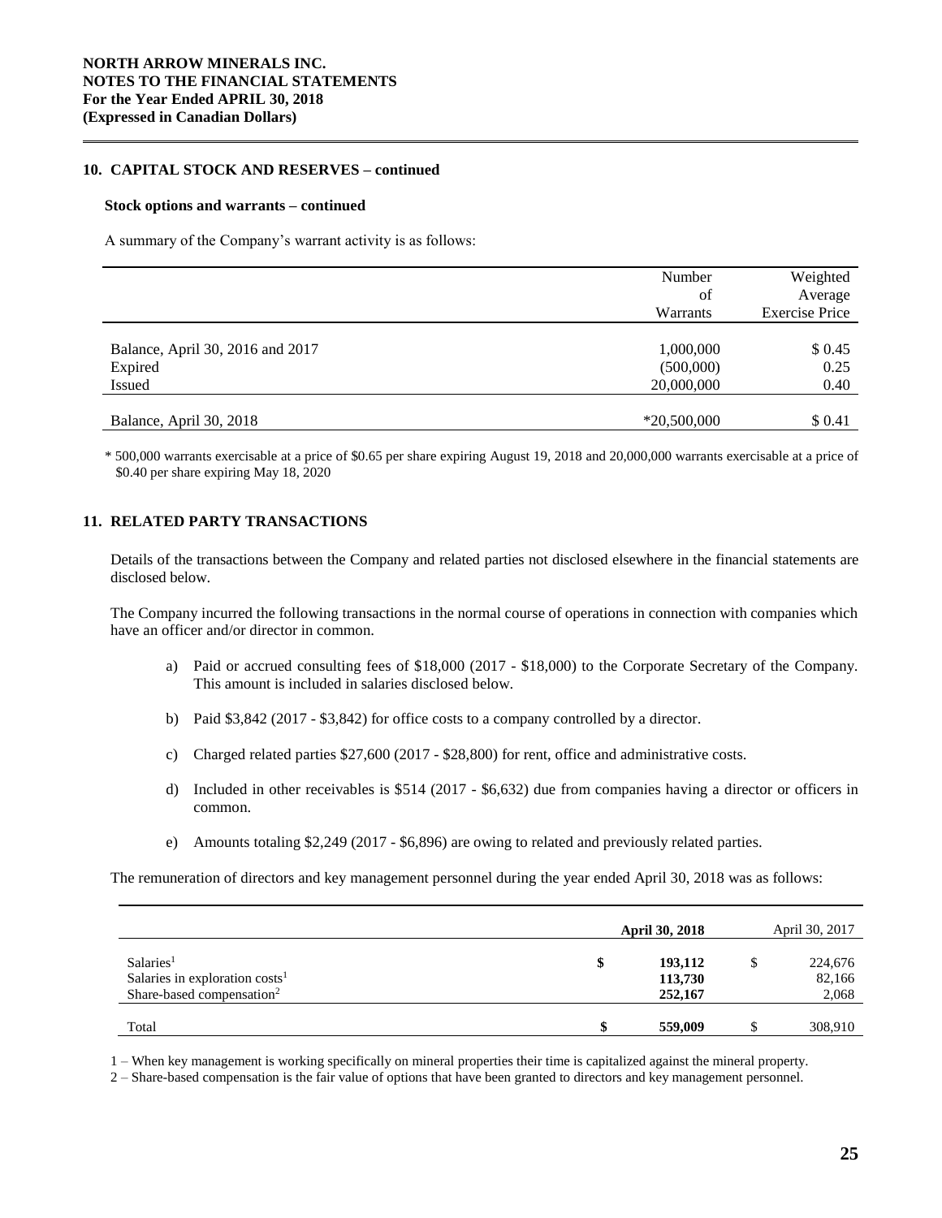**NORTH ARROW MINERALS INC.**
**NOTES TO THE FINANCIAL STATEMENTS**
**For the Year Ended APRIL 30, 2018**
**(Expressed in Canadian Dollars)**

## 10. CAPITAL STOCK AND RESERVES – continued

### Stock options and warrants – continued

A summary of the Company's warrant activity is as follows:

| | Number of Warrants | Weighted Average Exercise Price |
|---|---|---|
| Balance, April 30, 2016 and 2017 | 1,000,000 | $ 0.45 |
| Expired | (500,000) | 0.25 |
| Issued | 20,000,000 | 0.40 |
| Balance, April 30, 2018 | *20,500,000 | $ 0.41 |

\* 500,000 warrants exercisable at a price of $0.65 per share expiring August 19, 2018 and 20,000,000 warrants exercisable at a price of $0.40 per share expiring May 18, 2020

## 11. RELATED PARTY TRANSACTIONS

Details of the transactions between the Company and related parties not disclosed elsewhere in the financial statements are disclosed below.

The Company incurred the following transactions in the normal course of operations in connection with companies which have an officer and/or director in common.

a) Paid or accrued consulting fees of $18,000 (2017 - $18,000) to the Corporate Secretary of the Company. This amount is included in salaries disclosed below.

b) Paid $3,842 (2017 - $3,842) for office costs to a company controlled by a director.

c) Charged related parties $27,600 (2017 - $28,800) for rent, office and administrative costs.

d) Included in other receivables is $514 (2017 - $6,632) due from companies having a director or officers in common.

e) Amounts totaling $2,249 (2017 - $6,896) are owing to related and previously related parties.

The remuneration of directors and key management personnel during the year ended April 30, 2018 was as follows:

| | **April 30, 2018** | April 30, 2017 |
|---|---|---|
| Salaries[1] | **$ 193,112** | $ 224,676 |
| Salaries in exploration costs[1] | **113,730** | 82,166 |
| Share-based compensation[2] | **252,167** | 2,068 |
| Total | **$ 559,009** | $ 308,910 |

1 – When key management is working specifically on mineral properties their time is capitalized against the mineral property.

2 – Share-based compensation is the fair value of options that have been granted to directors and key management personnel.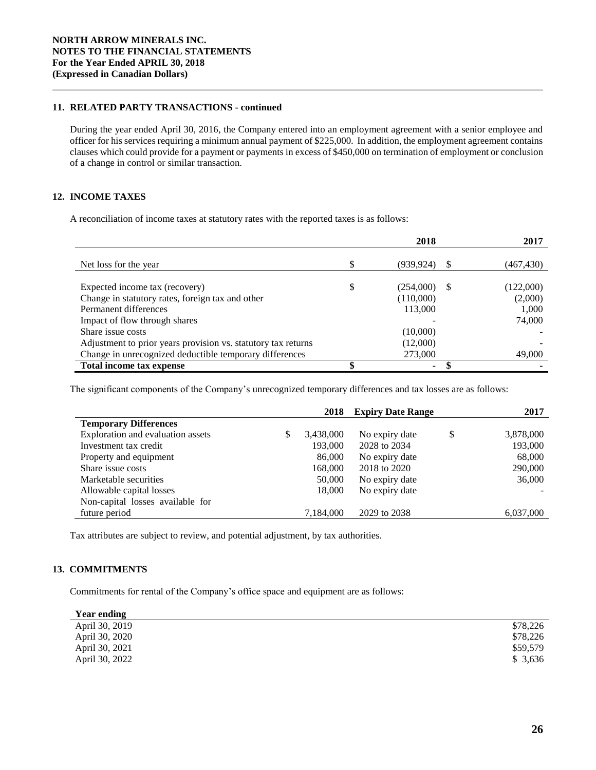## 11. RELATED PARTY TRANSACTIONS - continued

During the year ended April 30, 2016, the Company entered into an employment agreement with a senior employee and officer for his services requiring a minimum annual payment of $225,000. In addition, the employment agreement contains clauses which could provide for a payment or payments in excess of $450,000 on termination of employment or conclusion of a change in control or similar transaction.

## 12. INCOME TAXES

A reconciliation of income taxes at statutory rates with the reported taxes is as follows:

| | 2018 | 2017 |
|---|---|---|
| Net loss for the year | $ (939,924) | $ (467,430) |
| Expected income tax (recovery) | $ (254,000) | $ (122,000) |
| Change in statutory rates, foreign tax and other | (110,000) | (2,000) |
| Permanent differences | 113,000 | 1,000 |
| Impact of flow through shares | - | 74,000 |
| Share issue costs | (10,000) | - |
| Adjustment to prior years provision vs. statutory tax returns | (12,000) | - |
| Change in unrecognized deductible temporary differences | 273,000 | 49,000 |
| **Total income tax expense** | **$ -** | **$ -** |

The significant components of the Company's unrecognized temporary differences and tax losses are as follows:

| | 2018 | Expiry Date Range | 2017 |
|---|---|---|---|
| **Temporary Differences** | | | |
| Exploration and evaluation assets | $ 3,438,000 | No expiry date | $ 3,878,000 |
| Investment tax credit | 193,000 | 2028 to 2034 | 193,000 |
| Property and equipment | 86,000 | No expiry date | 68,000 |
| Share issue costs | 168,000 | 2018 to 2020 | 290,000 |
| Marketable securities | 50,000 | No expiry date | 36,000 |
| Allowable capital losses | 18,000 | No expiry date | - |
| Non-capital losses available for future period | 7,184,000 | 2029 to 2038 | 6,037,000 |

Tax attributes are subject to review, and potential adjustment, by tax authorities.

## 13. COMMITMENTS

Commitments for rental of the Company's office space and equipment are as follows:

| Year ending | |
|---|---|
| April 30, 2019 | $78,226 |
| April 30, 2020 | $78,226 |
| April 30, 2021 | $59,579 |
| April 30, 2022 | $ 3,636 |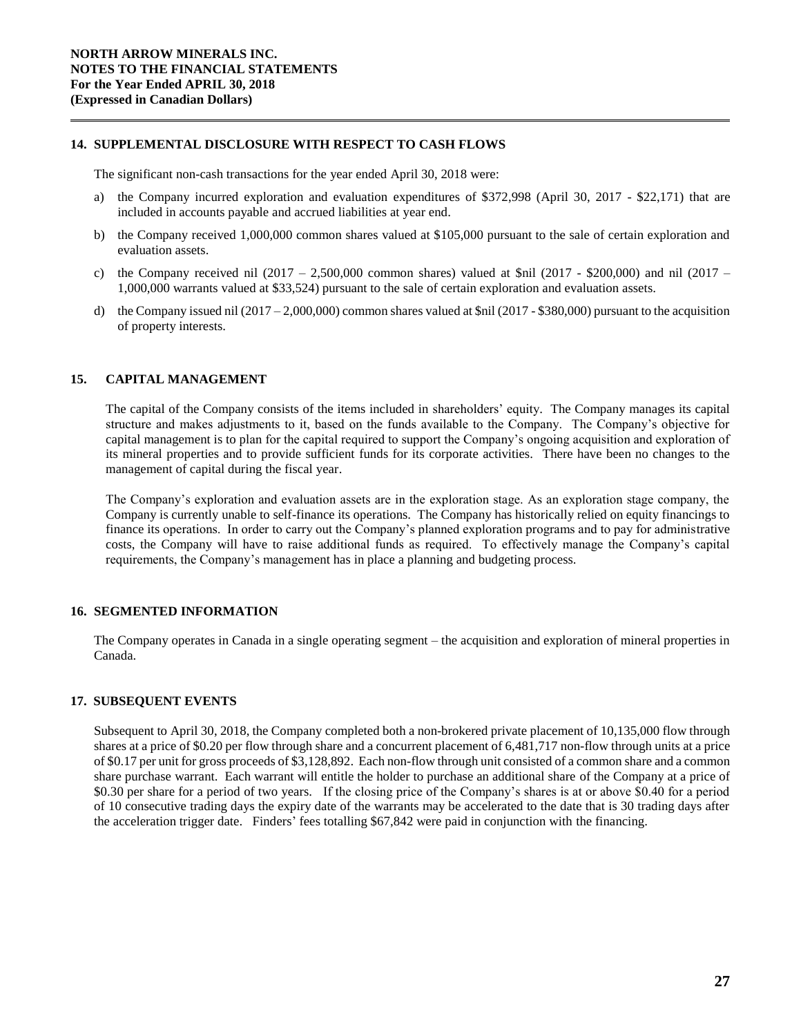## 14. SUPPLEMENTAL DISCLOSURE WITH RESPECT TO CASH FLOWS

The significant non-cash transactions for the year ended April 30, 2018 were:

a) the Company incurred exploration and evaluation expenditures of $372,998 (April 30, 2017 - $22,171) that are included in accounts payable and accrued liabilities at year end.

b) the Company received 1,000,000 common shares valued at $105,000 pursuant to the sale of certain exploration and evaluation assets.

c) the Company received nil (2017 – 2,500,000 common shares) valued at $nil (2017 - $200,000) and nil (2017 – 1,000,000 warrants valued at $33,524) pursuant to the sale of certain exploration and evaluation assets.

d) the Company issued nil (2017 – 2,000,000) common shares valued at $nil (2017 - $380,000) pursuant to the acquisition of property interests.

## 15. CAPITAL MANAGEMENT

The capital of the Company consists of the items included in shareholders' equity. The Company manages its capital structure and makes adjustments to it, based on the funds available to the Company. The Company's objective for capital management is to plan for the capital required to support the Company's ongoing acquisition and exploration of its mineral properties and to provide sufficient funds for its corporate activities. There have been no changes to the management of capital during the fiscal year.

The Company's exploration and evaluation assets are in the exploration stage. As an exploration stage company, the Company is currently unable to self-finance its operations. The Company has historically relied on equity financings to finance its operations. In order to carry out the Company's planned exploration programs and to pay for administrative costs, the Company will have to raise additional funds as required. To effectively manage the Company's capital requirements, the Company's management has in place a planning and budgeting process.

## 16. SEGMENTED INFORMATION

The Company operates in Canada in a single operating segment – the acquisition and exploration of mineral properties in Canada.

## 17. SUBSEQUENT EVENTS

Subsequent to April 30, 2018, the Company completed both a non-brokered private placement of 10,135,000 flow through shares at a price of $0.20 per flow through share and a concurrent placement of 6,481,717 non-flow through units at a price of $0.17 per unit for gross proceeds of $3,128,892. Each non-flow through unit consisted of a common share and a common share purchase warrant. Each warrant will entitle the holder to purchase an additional share of the Company at a price of $0.30 per share for a period of two years. If the closing price of the Company's shares is at or above $0.40 for a period of 10 consecutive trading days the expiry date of the warrants may be accelerated to the date that is 30 trading days after the acceleration trigger date. Finders' fees totalling $67,842 were paid in conjunction with the financing.